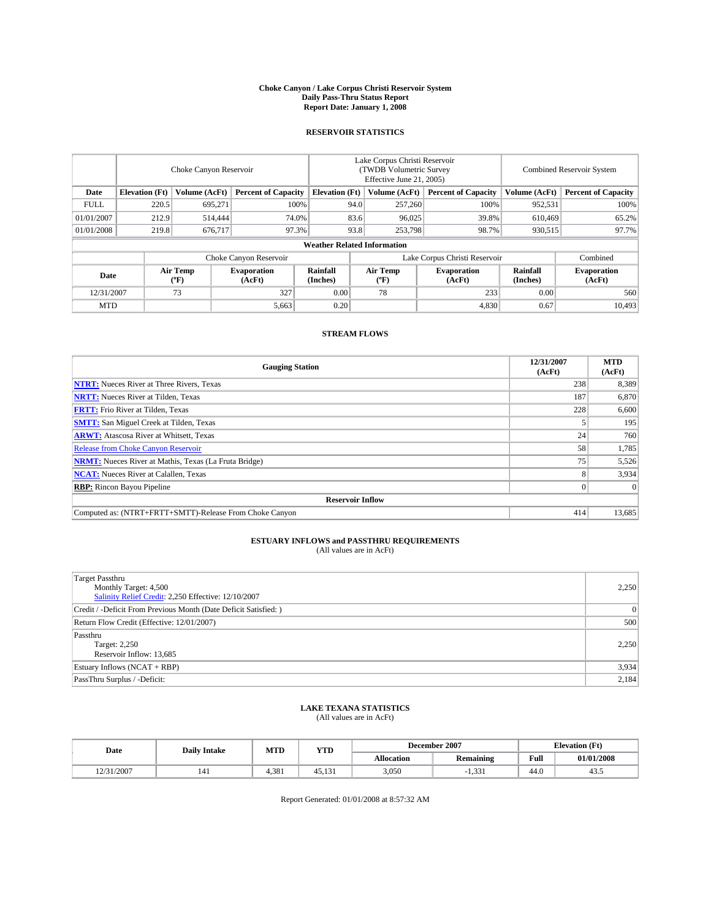# Choke Canyon / Lake Corpus Christi Reservoir System
## Daily Pass-Thru Status Report
### Report Date: January 1, 2008

## RESERVOIR STATISTICS

| | Choke Canyon Reservoir | | | Lake Corpus Christi Reservoir (TWDB Volumetric Survey Effective June 21, 2005) | | | Combined Reservoir System | |
|---|---|---|---|---|---|---|---|---|
| Date | Elevation (Ft) | Volume (AcFt) | Percent of Capacity | Elevation (Ft) | Volume (AcFt) | Percent of Capacity | Volume (AcFt) | Percent of Capacity |
| FULL | 220.5 | 695,271 | 100% | 94.0 | 257,260 | 100% | 952,531 | 100% |
| 01/01/2007 | 212.9 | 514,444 | 74.0% | 83.6 | 96,025 | 39.8% | 610,469 | 65.2% |
| 01/01/2008 | 219.8 | 676,717 | 97.3% | 93.8 | 253,798 | 98.7% | 930,515 | 97.7% |

**Weather Related Information**

| | Choke Canyon Reservoir | | | Lake Corpus Christi Reservoir | | | Combined |
|---|---|---|---|---|---|---|---|
| Date | Air Temp (°F) | Evaporation (AcFt) | Rainfall (Inches) | Air Temp (°F) | Evaporation (AcFt) | Rainfall (Inches) | Evaporation (AcFt) |
| 12/31/2007 | 73 | 327 | 0.00 | 78 | 233 | 0.00 | 560 |
| MTD | | 5,663 | 0.20 | | 4,830 | 0.67 | 10,493 |

## STREAM FLOWS

| Gauging Station | 12/31/2007 (AcFt) | MTD (AcFt) |
|---|---|---|
| **NTRT:** Nueces River at Three Rivers, Texas | 238 | 8,389 |
| **NRTT:** Nueces River at Tilden, Texas | 187 | 6,870 |
| **FRTT:** Frio River at Tilden, Texas | 228 | 6,600 |
| **SMTT:** San Miguel Creek at Tilden, Texas | 5 | 195 |
| **ARWT:** Atascosa River at Whitsett, Texas | 24 | 760 |
| Release from Choke Canyon Reservoir | 58 | 1,785 |
| **NRMT:** Nueces River at Mathis, Texas (La Fruta Bridge) | 75 | 5,526 |
| **NCAT:** Nueces River at Calallen, Texas | 8 | 3,934 |
| **RBP:** Rincon Bayou Pipeline | 0 | 0 |
| **Reservoir Inflow** | | |
| Computed as: (NTRT+FRTT+SMTT)-Release From Choke Canyon | 414 | 13,685 |

## ESTUARY INFLOWS and PASSTHRU REQUIREMENTS
(All values are in AcFt)

| | |
|---|---|
| Target Passthru<br>Monthly Target: 4,500<br>Salinity Relief Credit: 2,250 Effective: 12/10/2007 | 2,250 |
| Credit / -Deficit From Previous Month (Date Deficit Satisfied: ) | 0 |
| Return Flow Credit (Effective: 12/01/2007) | 500 |
| Passthru<br>Target: 2,250<br>Reservoir Inflow: 13,685 | 2,250 |
| Estuary Inflows (NCAT + RBP) | 3,934 |
| PassThru Surplus / -Deficit: | 2,184 |

## LAKE TEXANA STATISTICS
(All values are in AcFt)

| Date | Daily Intake | MTD | YTD | December 2007 | | Elevation (Ft) | |
|---|---|---|---|---|---|---|---|
| | | | | Allocation | Remaining | Full | 01/01/2008 |
| 12/31/2007 | 141 | 4,381 | 45,131 | 3,050 | -1,331 | 44.0 | 43.5 |

Report Generated: 01/01/2008 at 8:57:32 AM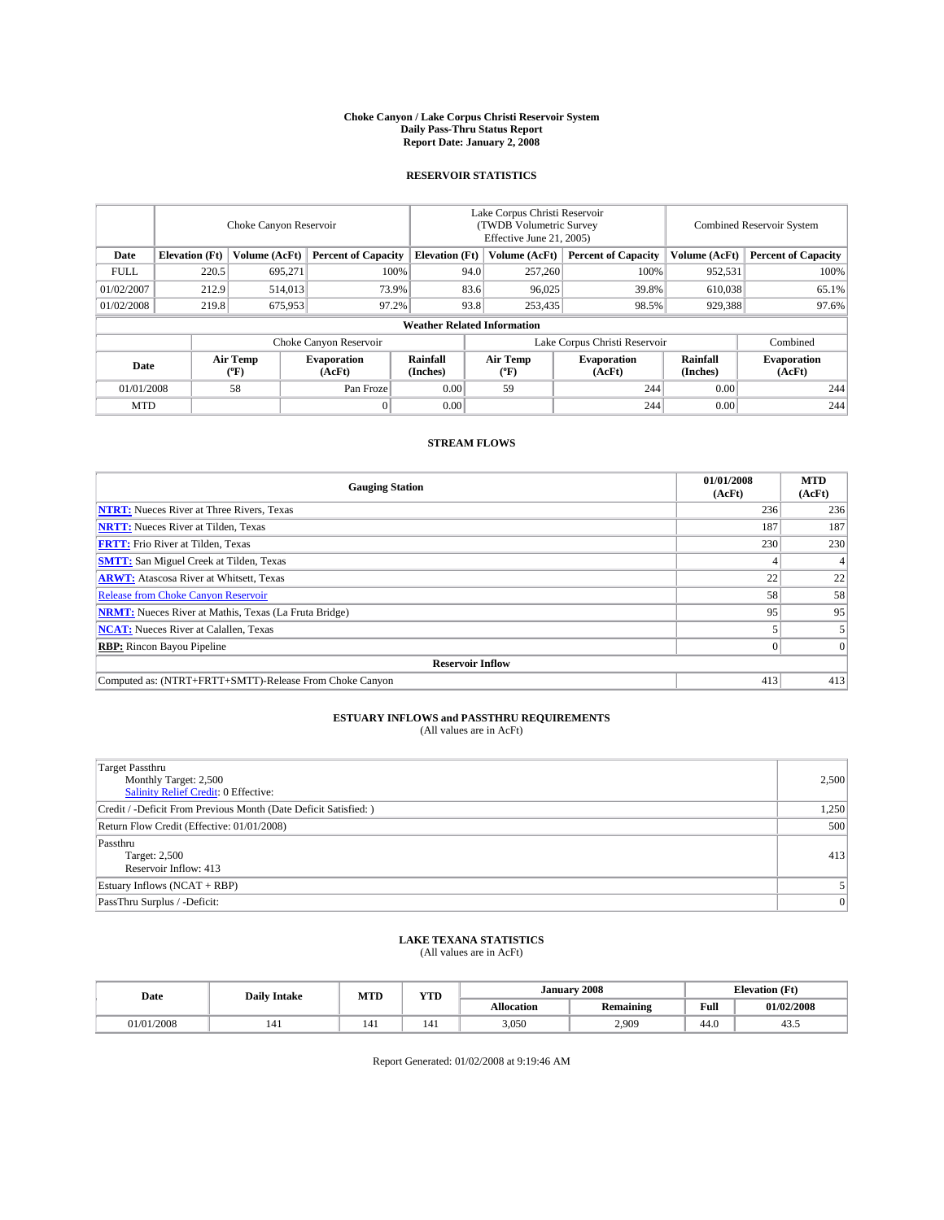# Choke Canyon / Lake Corpus Christi Reservoir System
## Daily Pass-Thru Status Report
### Report Date: January 2, 2008

## RESERVOIR STATISTICS

| | Choke Canyon Reservoir | | | Lake Corpus Christi Reservoir (TWDB Volumetric Survey Effective June 21, 2005) | | | Combined Reservoir System | |
|---|---|---|---|---|---|---|---|---|
| Date | Elevation (Ft) | Volume (AcFt) | Percent of Capacity | Elevation (Ft) | Volume (AcFt) | Percent of Capacity | Volume (AcFt) | Percent of Capacity |
| FULL | 220.5 | 695,271 | 100% | 94.0 | 257,260 | 100% | 952,531 | 100% |
| 01/02/2007 | 212.9 | 514,013 | 73.9% | 83.6 | 96,025 | 39.8% | 610,038 | 65.1% |
| 01/02/2008 | 219.8 | 675,953 | 97.2% | 93.8 | 253,435 | 98.5% | 929,388 | 97.6% |

### Weather Related Information

| | Choke Canyon Reservoir | | | Lake Corpus Christi Reservoir | | | Combined |
|---|---|---|---|---|---|---|---|
| Date | Air Temp (°F) | Evaporation (AcFt) | Rainfall (Inches) | Air Temp (°F) | Evaporation (AcFt) | Rainfall (Inches) | Evaporation (AcFt) |
| 01/01/2008 | 58 | Pan Froze | 0.00 | 59 | 244 | 0.00 | 244 |
| MTD | | 0 | 0.00 | | 244 | 0.00 | 244 |

## STREAM FLOWS

| Gauging Station | 01/01/2008 (AcFt) | MTD (AcFt) |
|---|---|---|
| **NTRT:** Nueces River at Three Rivers, Texas | 236 | 236 |
| **NRTT:** Nueces River at Tilden, Texas | 187 | 187 |
| **FRTT:** Frio River at Tilden, Texas | 230 | 230 |
| **SMTT:** San Miguel Creek at Tilden, Texas | 4 | 4 |
| **ARWT:** Atascosa River at Whitsett, Texas | 22 | 22 |
| Release from Choke Canyon Reservoir | 58 | 58 |
| **NRMT:** Nueces River at Mathis, Texas (La Fruta Bridge) | 95 | 95 |
| **NCAT:** Nueces River at Calallen, Texas | 5 | 5 |
| **RBP:** Rincon Bayou Pipeline | 0 | 0 |
| **Reservoir Inflow** | | |
| Computed as: (NTRT+FRTT+SMTT)-Release From Choke Canyon | 413 | 413 |

## ESTUARY INFLOWS and PASSTHRU REQUIREMENTS
(All values are in AcFt)

| | |
|---|---|
| Target Passthru<br>Monthly Target: 2,500<br>Salinity Relief Credit: 0 Effective: | 2,500 |
| Credit / -Deficit From Previous Month (Date Deficit Satisfied: ) | 1,250 |
| Return Flow Credit (Effective: 01/01/2008) | 500 |
| Passthru<br>Target: 2,500<br>Reservoir Inflow: 413 | 413 |
| Estuary Inflows (NCAT + RBP) | 5 |
| PassThru Surplus / -Deficit: | 0 |

## LAKE TEXANA STATISTICS
(All values are in AcFt)

| Date | Daily Intake | MTD | YTD | January 2008 | | Elevation (Ft) | |
|---|---|---|---|---|---|---|---|
| | | | | Allocation | Remaining | Full | 01/02/2008 |
| 01/01/2008 | 141 | 141 | 141 | 3,050 | 2,909 | 44.0 | 43.5 |

Report Generated: 01/02/2008 at 9:19:46 AM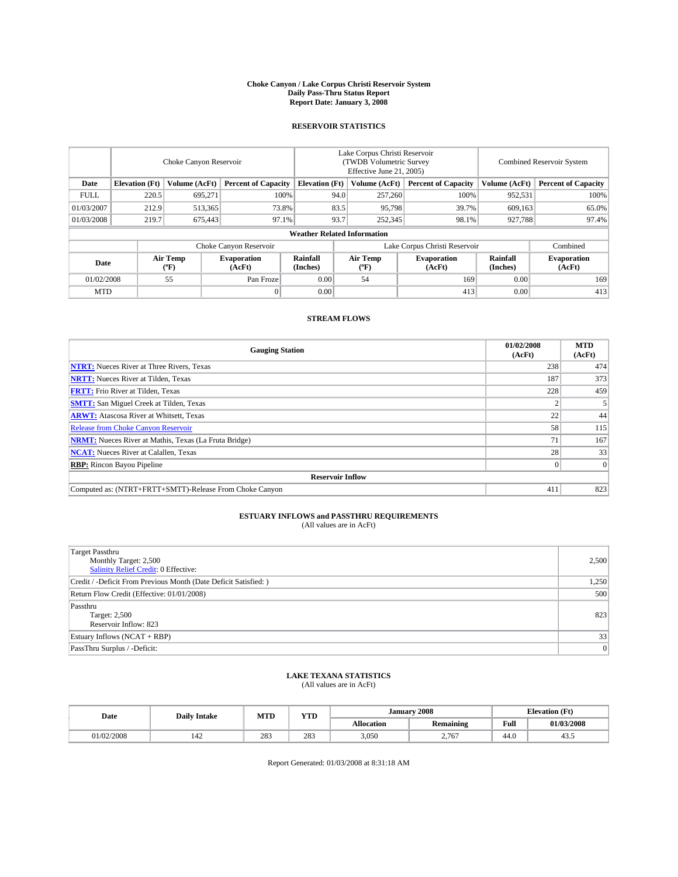# Choke Canyon / Lake Corpus Christi Reservoir System
## Daily Pass-Thru Status Report
### Report Date: January 3, 2008

## RESERVOIR STATISTICS

| | Choke Canyon Reservoir | | | Lake Corpus Christi Reservoir (TWDB Volumetric Survey Effective June 21, 2005) | | | Combined Reservoir System | |
|---|---|---|---|---|---|---|---|---|
| Date | Elevation (Ft) | Volume (AcFt) | Percent of Capacity | Elevation (Ft) | Volume (AcFt) | Percent of Capacity | Volume (AcFt) | Percent of Capacity |
| FULL | 220.5 | 695,271 | 100% | 94.0 | 257,260 | 100% | 952,531 | 100% |
| 01/03/2007 | 212.9 | 513,365 | 73.8% | 83.5 | 95,798 | 39.7% | 609,163 | 65.0% |
| 01/03/2008 | 219.7 | 675,443 | 97.1% | 93.7 | 252,345 | 98.1% | 927,788 | 97.4% |

**Weather Related Information**

| | Choke Canyon Reservoir | | | Lake Corpus Christi Reservoir | | | Combined |
|---|---|---|---|---|---|---|---|
| Date | Air Temp (ºF) | Evaporation (AcFt) | Rainfall (Inches) | Air Temp (ºF) | Evaporation (AcFt) | Rainfall (Inches) | Evaporation (AcFt) |
| 01/02/2008 | 55 | Pan Froze | 0.00 | 54 | 169 | 0.00 | 169 |
| MTD | | 0 | 0.00 | | 413 | 0.00 | 413 |

## STREAM FLOWS

| Gauging Station | 01/02/2008 (AcFt) | MTD (AcFt) |
|---|---|---|
| **NTRT:** Nueces River at Three Rivers, Texas | 238 | 474 |
| **NRTT:** Nueces River at Tilden, Texas | 187 | 373 |
| **FRTT:** Frio River at Tilden, Texas | 228 | 459 |
| **SMTT:** San Miguel Creek at Tilden, Texas | 2 | 5 |
| **ARWT:** Atascosa River at Whitsett, Texas | 22 | 44 |
| Release from Choke Canyon Reservoir | 58 | 115 |
| **NRMT:** Nueces River at Mathis, Texas (La Fruta Bridge) | 71 | 167 |
| **NCAT:** Nueces River at Calallen, Texas | 28 | 33 |
| **RBP:** Rincon Bayou Pipeline | 0 | 0 |
| **Reservoir Inflow** | | |
| Computed as: (NTRT+FRTT+SMTT)-Release From Choke Canyon | 411 | 823 |

## ESTUARY INFLOWS and PASSTHRU REQUIREMENTS
(All values are in AcFt)

| | |
|---|---|
| Target Passthru<br>Monthly Target: 2,500<br>Salinity Relief Credit: 0 Effective: | 2,500 |
| Credit / -Deficit From Previous Month (Date Deficit Satisfied: ) | 1,250 |
| Return Flow Credit (Effective: 01/01/2008) | 500 |
| Passthru<br>Target: 2,500<br>Reservoir Inflow: 823 | 823 |
| Estuary Inflows (NCAT + RBP) | 33 |
| PassThru Surplus / -Deficit: | 0 |

## LAKE TEXANA STATISTICS
(All values are in AcFt)

| Date | Daily Intake | MTD | YTD | January 2008 | | Elevation (Ft) | |
|---|---|---|---|---|---|---|---|
| | | | | Allocation | Remaining | Full | 01/03/2008 |
| 01/02/2008 | 142 | 283 | 283 | 3,050 | 2,767 | 44.0 | 43.5 |

Report Generated: 01/03/2008 at 8:31:18 AM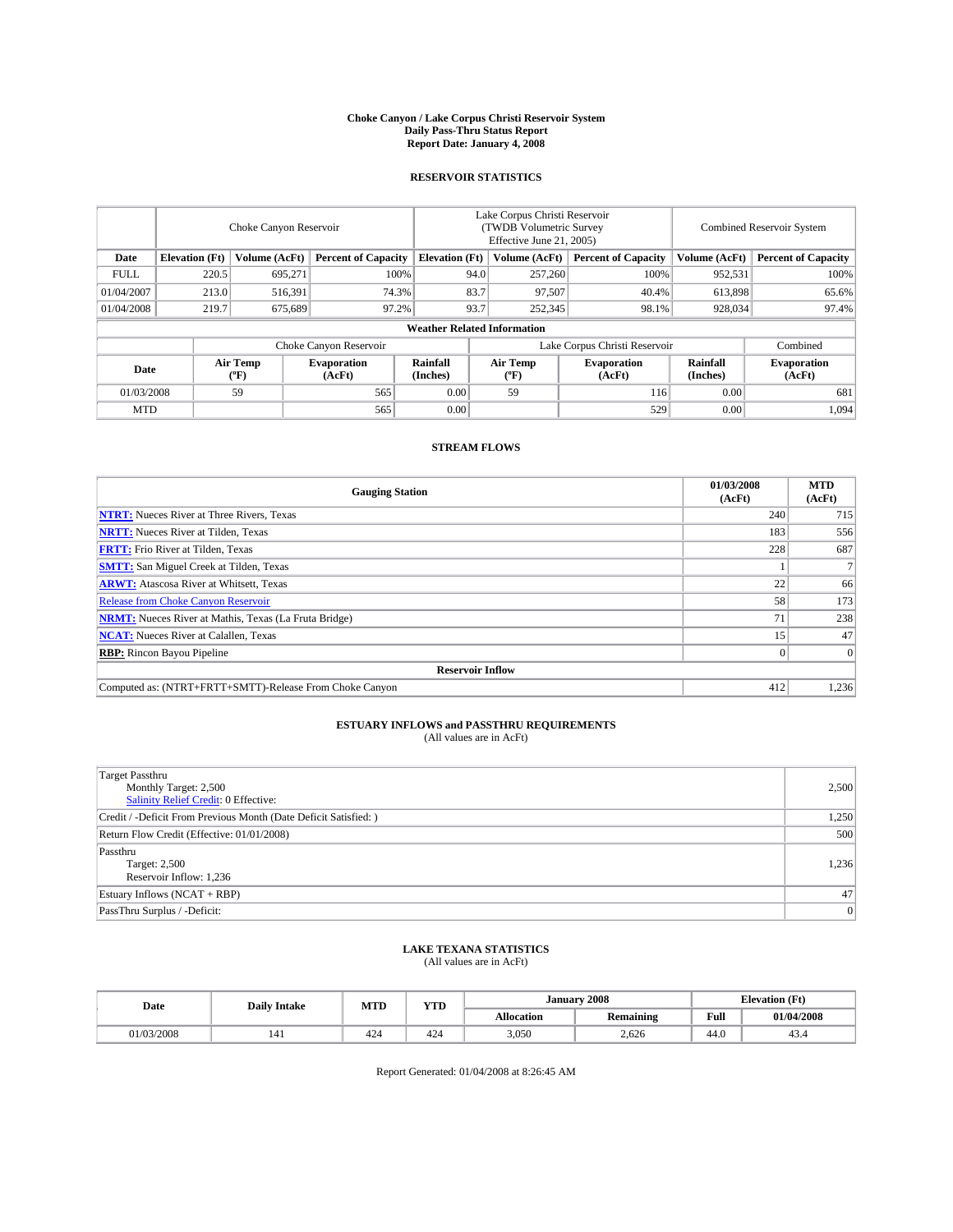# Choke Canyon / Lake Corpus Christi Reservoir System
## Daily Pass-Thru Status Report
### Report Date: January 4, 2008

## RESERVOIR STATISTICS

| | Choke Canyon Reservoir | | | Lake Corpus Christi Reservoir (TWDB Volumetric Survey Effective June 21, 2005) | | | Combined Reservoir System | |
|---|---|---|---|---|---|---|---|---|
| Date | Elevation (Ft) | Volume (AcFt) | Percent of Capacity | Elevation (Ft) | Volume (AcFt) | Percent of Capacity | Volume (AcFt) | Percent of Capacity |
| FULL | 220.5 | 695,271 | 100% | 94.0 | 257,260 | 100% | 952,531 | 100% |
| 01/04/2007 | 213.0 | 516,391 | 74.3% | 83.7 | 97,507 | 40.4% | 613,898 | 65.6% |
| 01/04/2008 | 219.7 | 675,689 | 97.2% | 93.7 | 252,345 | 98.1% | 928,034 | 97.4% |

**Weather Related Information**

| | Choke Canyon Reservoir | | | Lake Corpus Christi Reservoir | | | Combined |
|---|---|---|---|---|---|---|---|
| Date | Air Temp (ºF) | Evaporation (AcFt) | Rainfall (Inches) | Air Temp (ºF) | Evaporation (AcFt) | Rainfall (Inches) | Evaporation (AcFt) |
| 01/03/2008 | 59 | 565 | 0.00 | 59 | 116 | 0.00 | 681 |
| MTD | | 565 | 0.00 | | 529 | 0.00 | 1,094 |

## STREAM FLOWS

| Gauging Station | 01/03/2008 (AcFt) | MTD (AcFt) |
|---|---|---|
| **NTRT:** Nueces River at Three Rivers, Texas | 240 | 715 |
| **NRTT:** Nueces River at Tilden, Texas | 183 | 556 |
| **FRTT:** Frio River at Tilden, Texas | 228 | 687 |
| **SMTT:** San Miguel Creek at Tilden, Texas | 1 | 7 |
| **ARWT:** Atascosa River at Whitsett, Texas | 22 | 66 |
| Release from Choke Canyon Reservoir | 58 | 173 |
| **NRMT:** Nueces River at Mathis, Texas (La Fruta Bridge) | 71 | 238 |
| **NCAT:** Nueces River at Calallen, Texas | 15 | 47 |
| **RBP:** Rincon Bayou Pipeline | 0 | 0 |
| **Reservoir Inflow** | | |
| Computed as: (NTRT+FRTT+SMTT)-Release From Choke Canyon | 412 | 1,236 |

## ESTUARY INFLOWS and PASSTHRU REQUIREMENTS
(All values are in AcFt)

| | |
|---|---|
| Target Passthru<br>Monthly Target: 2,500<br>Salinity Relief Credit: 0 Effective: | 2,500 |
| Credit / -Deficit From Previous Month (Date Deficit Satisfied: ) | 1,250 |
| Return Flow Credit (Effective: 01/01/2008) | 500 |
| Passthru<br>Target: 2,500<br>Reservoir Inflow: 1,236 | 1,236 |
| Estuary Inflows (NCAT + RBP) | 47 |
| PassThru Surplus / -Deficit: | 0 |

## LAKE TEXANA STATISTICS
(All values are in AcFt)

| Date | Daily Intake | MTD | YTD | January 2008 | | Elevation (Ft) | |
|---|---|---|---|---|---|---|---|
| | | | | Allocation | Remaining | Full | 01/04/2008 |
| 01/03/2008 | 141 | 424 | 424 | 3,050 | 2,626 | 44.0 | 43.4 |

Report Generated: 01/04/2008 at 8:26:45 AM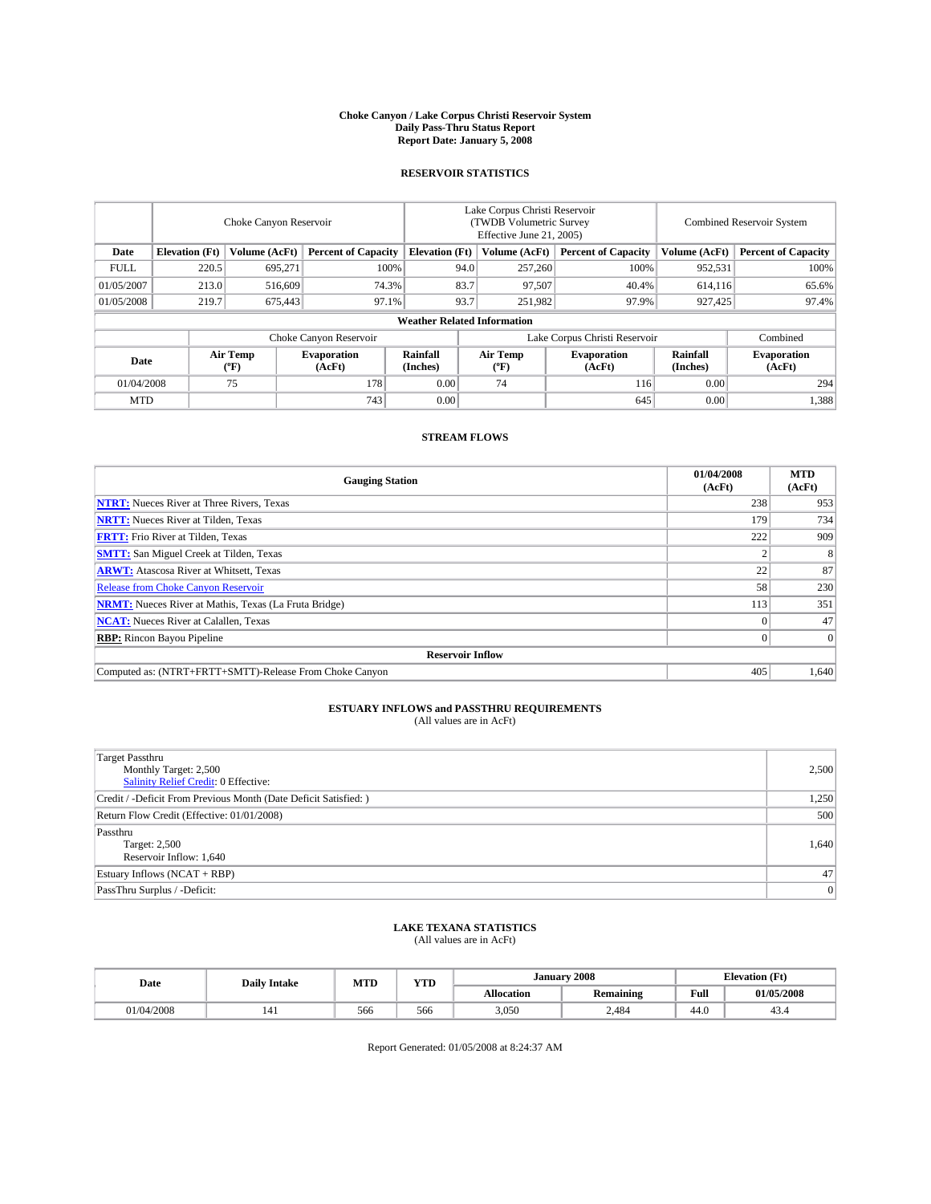# Choke Canyon / Lake Corpus Christi Reservoir System
## Daily Pass-Thru Status Report
## Report Date: January 5, 2008

### RESERVOIR STATISTICS

| | Choke Canyon Reservoir | | | Lake Corpus Christi Reservoir (TWDB Volumetric Survey Effective June 21, 2005) | | | Combined Reservoir System | |
|---|---|---|---|---|---|---|---|---|
| Date | Elevation (Ft) | Volume (AcFt) | Percent of Capacity | Elevation (Ft) | Volume (AcFt) | Percent of Capacity | Volume (AcFt) | Percent of Capacity |
| FULL | 220.5 | 695,271 | 100% | 94.0 | 257,260 | 100% | 952,531 | 100% |
| 01/05/2007 | 213.0 | 516,609 | 74.3% | 83.7 | 97,507 | 40.4% | 614,116 | 65.6% |
| 01/05/2008 | 219.7 | 675,443 | 97.1% | 93.7 | 251,982 | 97.9% | 927,425 | 97.4% |

**Weather Related Information**

| | Choke Canyon Reservoir | | | Lake Corpus Christi Reservoir | | | Combined |
|---|---|---|---|---|---|---|---|
| Date | Air Temp (°F) | Evaporation (AcFt) | Rainfall (Inches) | Air Temp (°F) | Evaporation (AcFt) | Rainfall (Inches) | Evaporation (AcFt) |
| 01/04/2008 | 75 | 178 | 0.00 | 74 | 116 | 0.00 | 294 |
| MTD | | 743 | 0.00 | | 645 | 0.00 | 1,388 |

### STREAM FLOWS

| Gauging Station | 01/04/2008 (AcFt) | MTD (AcFt) |
|---|---|---|
| **NTRT:** Nueces River at Three Rivers, Texas | 238 | 953 |
| **NRTT:** Nueces River at Tilden, Texas | 179 | 734 |
| **FRTT:** Frio River at Tilden, Texas | 222 | 909 |
| **SMTT:** San Miguel Creek at Tilden, Texas | 2 | 8 |
| **ARWT:** Atascosa River at Whitsett, Texas | 22 | 87 |
| Release from Choke Canyon Reservoir | 58 | 230 |
| **NRMT:** Nueces River at Mathis, Texas (La Fruta Bridge) | 113 | 351 |
| **NCAT:** Nueces River at Calallen, Texas | 0 | 47 |
| **RBP:** Rincon Bayou Pipeline | 0 | 0 |
| **Reservoir Inflow** | | |
| Computed as: (NTRT+FRTT+SMTT)-Release From Choke Canyon | 405 | 1,640 |

### ESTUARY INFLOWS and PASSTHRU REQUIREMENTS
(All values are in AcFt)

| | |
|---|---|
| Target Passthru<br>Monthly Target: 2,500<br>Salinity Relief Credit: 0 Effective: | 2,500 |
| Credit / -Deficit From Previous Month (Date Deficit Satisfied: ) | 1,250 |
| Return Flow Credit (Effective: 01/01/2008) | 500 |
| Passthru<br>Target: 2,500<br>Reservoir Inflow: 1,640 | 1,640 |
| Estuary Inflows (NCAT + RBP) | 47 |
| PassThru Surplus / -Deficit: | 0 |

### LAKE TEXANA STATISTICS
(All values are in AcFt)

| Date | Daily Intake | MTD | YTD | January 2008 | | Elevation (Ft) | |
|---|---|---|---|---|---|---|---|
| | | | | Allocation | Remaining | Full | 01/05/2008 |
| 01/04/2008 | 141 | 566 | 566 | 3,050 | 2,484 | 44.0 | 43.4 |

Report Generated: 01/05/2008 at 8:24:37 AM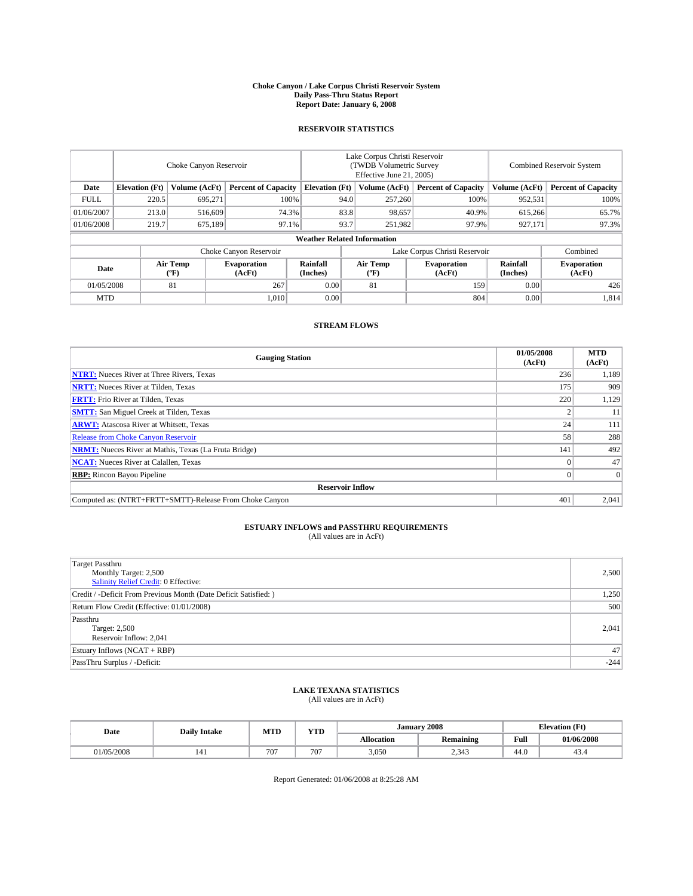# Choke Canyon / Lake Corpus Christi Reservoir System
## Daily Pass-Thru Status Report
### Report Date: January 6, 2008

## RESERVOIR STATISTICS

| | Choke Canyon Reservoir | | | Lake Corpus Christi Reservoir (TWDB Volumetric Survey Effective June 21, 2005) | | | Combined Reservoir System | |
|---|---|---|---|---|---|---|---|---|
| Date | Elevation (Ft) | Volume (AcFt) | Percent of Capacity | Elevation (Ft) | Volume (AcFt) | Percent of Capacity | Volume (AcFt) | Percent of Capacity |
| FULL | 220.5 | 695,271 | 100% | 94.0 | 257,260 | 100% | 952,531 | 100% |
| 01/06/2007 | 213.0 | 516,609 | 74.3% | 83.8 | 98,657 | 40.9% | 615,266 | 65.7% |
| 01/06/2008 | 219.7 | 675,189 | 97.1% | 93.7 | 251,982 | 97.9% | 927,171 | 97.3% |

**Weather Related Information**

| | Choke Canyon Reservoir | | | Lake Corpus Christi Reservoir | | | Combined |
|---|---|---|---|---|---|---|---|
| Date | Air Temp (°F) | Evaporation (AcFt) | Rainfall (Inches) | Air Temp (°F) | Evaporation (AcFt) | Rainfall (Inches) | Evaporation (AcFt) |
| 01/05/2008 | 81 | 267 | 0.00 | 81 | 159 | 0.00 | 426 |
| MTD | | 1,010 | 0.00 | | 804 | 0.00 | 1,814 |

## STREAM FLOWS

| Gauging Station | 01/05/2008 (AcFt) | MTD (AcFt) |
|---|---|---|
| **NTRT:** Nueces River at Three Rivers, Texas | 236 | 1,189 |
| **NRTT:** Nueces River at Tilden, Texas | 175 | 909 |
| **FRTT:** Frio River at Tilden, Texas | 220 | 1,129 |
| **SMTT:** San Miguel Creek at Tilden, Texas | 2 | 11 |
| **ARWT:** Atascosa River at Whitsett, Texas | 24 | 111 |
| Release from Choke Canyon Reservoir | 58 | 288 |
| **NRMT:** Nueces River at Mathis, Texas (La Fruta Bridge) | 141 | 492 |
| **NCAT:** Nueces River at Calallen, Texas | 0 | 47 |
| **RBP:** Rincon Bayou Pipeline | 0 | 0 |
| **Reservoir Inflow** | | |
| Computed as: (NTRT+FRTT+SMTT)-Release From Choke Canyon | 401 | 2,041 |

## ESTUARY INFLOWS and PASSTHRU REQUIREMENTS
(All values are in AcFt)

| | |
|---|---|
| Target Passthru<br>Monthly Target: 2,500<br>Salinity Relief Credit: 0 Effective: | 2,500 |
| Credit / -Deficit From Previous Month (Date Deficit Satisfied: ) | 1,250 |
| Return Flow Credit (Effective: 01/01/2008) | 500 |
| Passthru<br>Target: 2,500<br>Reservoir Inflow: 2,041 | 2,041 |
| Estuary Inflows (NCAT + RBP) | 47 |
| PassThru Surplus / -Deficit: | -244 |

## LAKE TEXANA STATISTICS
(All values are in AcFt)

| Date | Daily Intake | MTD | YTD | January 2008 | | Elevation (Ft) | |
|---|---|---|---|---|---|---|---|
| | | | | Allocation | Remaining | Full | 01/06/2008 |
| 01/05/2008 | 141 | 707 | 707 | 3,050 | 2,343 | 44.0 | 43.4 |

Report Generated: 01/06/2008 at 8:25:28 AM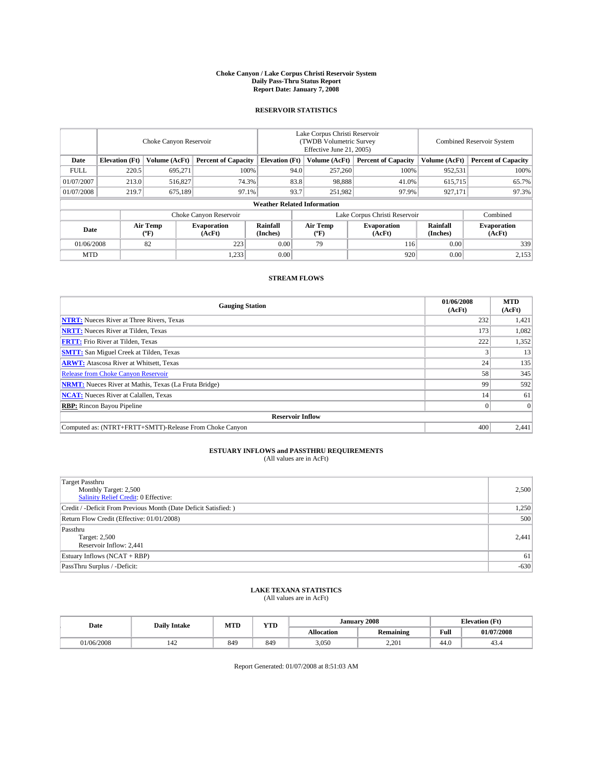# Choke Canyon / Lake Corpus Christi Reservoir System
## Daily Pass-Thru Status Report
## Report Date: January 7, 2008

### RESERVOIR STATISTICS

| | Choke Canyon Reservoir | | | Lake Corpus Christi Reservoir (TWDB Volumetric Survey Effective June 21, 2005) | | | Combined Reservoir System | |
|---|---|---|---|---|---|---|---|---|
| Date | Elevation (Ft) | Volume (AcFt) | Percent of Capacity | Elevation (Ft) | Volume (AcFt) | Percent of Capacity | Volume (AcFt) | Percent of Capacity |
| FULL | 220.5 | 695,271 | 100% | 94.0 | 257,260 | 100% | 952,531 | 100% |
| 01/07/2007 | 213.0 | 516,827 | 74.3% | 83.8 | 98,888 | 41.0% | 615,715 | 65.7% |
| 01/07/2008 | 219.7 | 675,189 | 97.1% | 93.7 | 251,982 | 97.9% | 927,171 | 97.3% |

**Weather Related Information**

| | Choke Canyon Reservoir | | | Lake Corpus Christi Reservoir | | | Combined |
|---|---|---|---|---|---|---|---|
| Date | Air Temp (ºF) | Evaporation (AcFt) | Rainfall (Inches) | Air Temp (ºF) | Evaporation (AcFt) | Rainfall (Inches) | Evaporation (AcFt) |
| 01/06/2008 | 82 | 223 | 0.00 | 79 | 116 | 0.00 | 339 |
| MTD | | 1,233 | 0.00 | | 920 | 0.00 | 2,153 |

### STREAM FLOWS

| Gauging Station | 01/06/2008 (AcFt) | MTD (AcFt) |
|---|---|---|
| **NTRT:** Nueces River at Three Rivers, Texas | 232 | 1,421 |
| **NRTT:** Nueces River at Tilden, Texas | 173 | 1,082 |
| **FRTT:** Frio River at Tilden, Texas | 222 | 1,352 |
| **SMTT:** San Miguel Creek at Tilden, Texas | 3 | 13 |
| **ARWT:** Atascosa River at Whitsett, Texas | 24 | 135 |
| Release from Choke Canyon Reservoir | 58 | 345 |
| **NRMT:** Nueces River at Mathis, Texas (La Fruta Bridge) | 99 | 592 |
| **NCAT:** Nueces River at Calallen, Texas | 14 | 61 |
| **RBP:** Rincon Bayou Pipeline | 0 | 0 |
| **Reservoir Inflow** | | |
| Computed as: (NTRT+FRTT+SMTT)-Release From Choke Canyon | 400 | 2,441 |

### ESTUARY INFLOWS and PASSTHRU REQUIREMENTS
(All values are in AcFt)

| | |
|---|---|
| Target Passthru<br>Monthly Target: 2,500<br>Salinity Relief Credit: 0 Effective: | 2,500 |
| Credit / -Deficit From Previous Month (Date Deficit Satisfied: ) | 1,250 |
| Return Flow Credit (Effective: 01/01/2008) | 500 |
| Passthru<br>Target: 2,500<br>Reservoir Inflow: 2,441 | 2,441 |
| Estuary Inflows (NCAT + RBP) | 61 |
| PassThru Surplus / -Deficit: | -630 |

### LAKE TEXANA STATISTICS
(All values are in AcFt)

| Date | Daily Intake | MTD | YTD | January 2008 | | Elevation (Ft) | |
|---|---|---|---|---|---|---|---|
| | | | | Allocation | Remaining | Full | 01/07/2008 |
| 01/06/2008 | 142 | 849 | 849 | 3,050 | 2,201 | 44.0 | 43.4 |

Report Generated: 01/07/2008 at 8:51:03 AM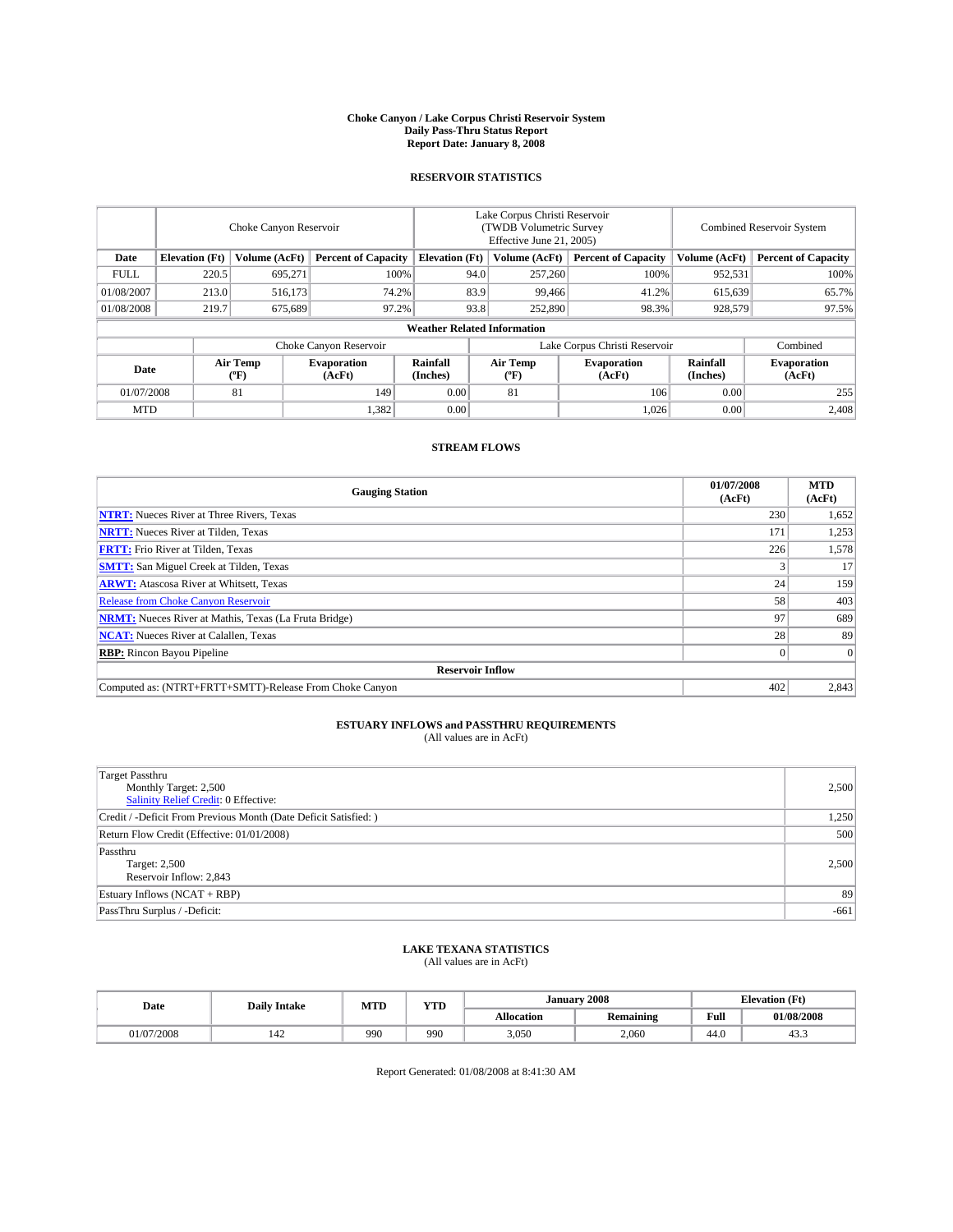# Choke Canyon / Lake Corpus Christi Reservoir System
## Daily Pass-Thru Status Report
### Report Date: January 8, 2008

## RESERVOIR STATISTICS

| | Choke Canyon Reservoir | | | Lake Corpus Christi Reservoir (TWDB Volumetric Survey Effective June 21, 2005) | | | Combined Reservoir System | |
|---|---|---|---|---|---|---|---|---|
| Date | Elevation (Ft) | Volume (AcFt) | Percent of Capacity | Elevation (Ft) | Volume (AcFt) | Percent of Capacity | Volume (AcFt) | Percent of Capacity |
| FULL | 220.5 | 695,271 | 100% | 94.0 | 257,260 | 100% | 952,531 | 100% |
| 01/08/2007 | 213.0 | 516,173 | 74.2% | 83.9 | 99,466 | 41.2% | 615,639 | 65.7% |
| 01/08/2008 | 219.7 | 675,689 | 97.2% | 93.8 | 252,890 | 98.3% | 928,579 | 97.5% |

### Weather Related Information

| | Choke Canyon Reservoir | | | Lake Corpus Christi Reservoir | | | Combined |
|---|---|---|---|---|---|---|---|
| Date | Air Temp (ºF) | Evaporation (AcFt) | Rainfall (Inches) | Air Temp (ºF) | Evaporation (AcFt) | Rainfall (Inches) | Evaporation (AcFt) |
| 01/07/2008 | 81 | 149 | 0.00 | 81 | 106 | 0.00 | 255 |
| MTD | | 1,382 | 0.00 | | 1,026 | 0.00 | 2,408 |

## STREAM FLOWS

| Gauging Station | 01/07/2008 (AcFt) | MTD (AcFt) |
|---|---|---|
| **NTRT:** Nueces River at Three Rivers, Texas | 230 | 1,652 |
| **NRTT:** Nueces River at Tilden, Texas | 171 | 1,253 |
| **FRTT:** Frio River at Tilden, Texas | 226 | 1,578 |
| **SMTT:** San Miguel Creek at Tilden, Texas | 3 | 17 |
| **ARWT:** Atascosa River at Whitsett, Texas | 24 | 159 |
| Release from Choke Canyon Reservoir | 58 | 403 |
| **NRMT:** Nueces River at Mathis, Texas (La Fruta Bridge) | 97 | 689 |
| **NCAT:** Nueces River at Calallen, Texas | 28 | 89 |
| **RBP:** Rincon Bayou Pipeline | 0 | 0 |
| **Reservoir Inflow** | | |
| Computed as: (NTRT+FRTT+SMTT)-Release From Choke Canyon | 402 | 2,843 |

## ESTUARY INFLOWS and PASSTHRU REQUIREMENTS
(All values are in AcFt)

| | |
|---|---|
| Target Passthru<br>Monthly Target: 2,500<br>Salinity Relief Credit: 0 Effective: | 2,500 |
| Credit / -Deficit From Previous Month (Date Deficit Satisfied: ) | 1,250 |
| Return Flow Credit (Effective: 01/01/2008) | 500 |
| Passthru<br>Target: 2,500<br>Reservoir Inflow: 2,843 | 2,500 |
| Estuary Inflows (NCAT + RBP) | 89 |
| PassThru Surplus / -Deficit: | -661 |

## LAKE TEXANA STATISTICS
(All values are in AcFt)

| Date | Daily Intake | MTD | YTD | January 2008 | | Elevation (Ft) | |
|---|---|---|---|---|---|---|---|
| | | | | Allocation | Remaining | Full | 01/08/2008 |
| 01/07/2008 | 142 | 990 | 990 | 3,050 | 2,060 | 44.0 | 43.3 |

Report Generated: 01/08/2008 at 8:41:30 AM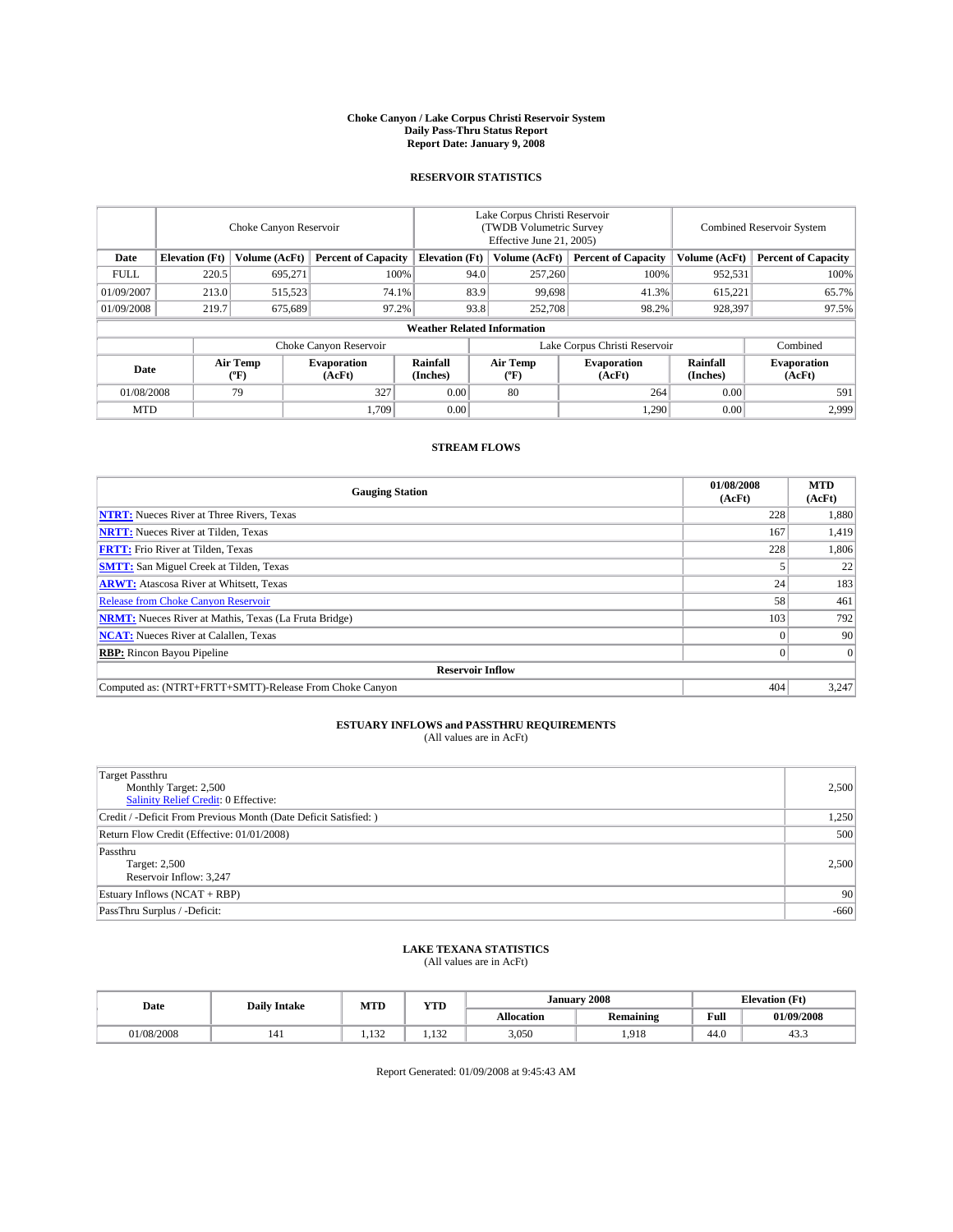# Choke Canyon / Lake Corpus Christi Reservoir System
## Daily Pass-Thru Status Report
## Report Date: January 9, 2008

### RESERVOIR STATISTICS

| | Choke Canyon Reservoir | | | Lake Corpus Christi Reservoir (TWDB Volumetric Survey Effective June 21, 2005) | | | Combined Reservoir System | |
|---|---|---|---|---|---|---|---|---|
| Date | Elevation (Ft) | Volume (AcFt) | Percent of Capacity | Elevation (Ft) | Volume (AcFt) | Percent of Capacity | Volume (AcFt) | Percent of Capacity |
| FULL | 220.5 | 695,271 | 100% | 94.0 | 257,260 | 100% | 952,531 | 100% |
| 01/09/2007 | 213.0 | 515,523 | 74.1% | 83.9 | 99,698 | 41.3% | 615,221 | 65.7% |
| 01/09/2008 | 219.7 | 675,689 | 97.2% | 93.8 | 252,708 | 98.2% | 928,397 | 97.5% |

**Weather Related Information**

| | Choke Canyon Reservoir | | | Lake Corpus Christi Reservoir | | | Combined |
|---|---|---|---|---|---|---|---|
| Date | Air Temp (ºF) | Evaporation (AcFt) | Rainfall (Inches) | Air Temp (ºF) | Evaporation (AcFt) | Rainfall (Inches) | Evaporation (AcFt) |
| 01/08/2008 | 79 | 327 | 0.00 | 80 | 264 | 0.00 | 591 |
| MTD | | 1,709 | 0.00 | | 1,290 | 0.00 | 2,999 |

### STREAM FLOWS

| Gauging Station | 01/08/2008 (AcFt) | MTD (AcFt) |
|---|---|---|
| **NTRT:** Nueces River at Three Rivers, Texas | 228 | 1,880 |
| **NRTT:** Nueces River at Tilden, Texas | 167 | 1,419 |
| **FRTT:** Frio River at Tilden, Texas | 228 | 1,806 |
| **SMTT:** San Miguel Creek at Tilden, Texas | 5 | 22 |
| **ARWT:** Atascosa River at Whitsett, Texas | 24 | 183 |
| Release from Choke Canyon Reservoir | 58 | 461 |
| **NRMT:** Nueces River at Mathis, Texas (La Fruta Bridge) | 103 | 792 |
| **NCAT:** Nueces River at Calallen, Texas | 0 | 90 |
| **RBP:** Rincon Bayou Pipeline | 0 | 0 |
| **Reservoir Inflow** | | |
| Computed as: (NTRT+FRTT+SMTT)-Release From Choke Canyon | 404 | 3,247 |

### ESTUARY INFLOWS and PASSTHRU REQUIREMENTS
(All values are in AcFt)

| | |
|---|---|
| Target Passthru<br>Monthly Target: 2,500<br>Salinity Relief Credit: 0 Effective: | 2,500 |
| Credit / -Deficit From Previous Month (Date Deficit Satisfied: ) | 1,250 |
| Return Flow Credit (Effective: 01/01/2008) | 500 |
| Passthru<br>Target: 2,500<br>Reservoir Inflow: 3,247 | 2,500 |
| Estuary Inflows (NCAT + RBP) | 90 |
| PassThru Surplus / -Deficit: | -660 |

### LAKE TEXANA STATISTICS
(All values are in AcFt)

| Date | Daily Intake | MTD | YTD | January 2008 | | Elevation (Ft) | |
|---|---|---|---|---|---|---|---|
| | | | | Allocation | Remaining | Full | 01/09/2008 |
| 01/08/2008 | 141 | 1,132 | 1,132 | 3,050 | 1,918 | 44.0 | 43.3 |

Report Generated: 01/09/2008 at 9:45:43 AM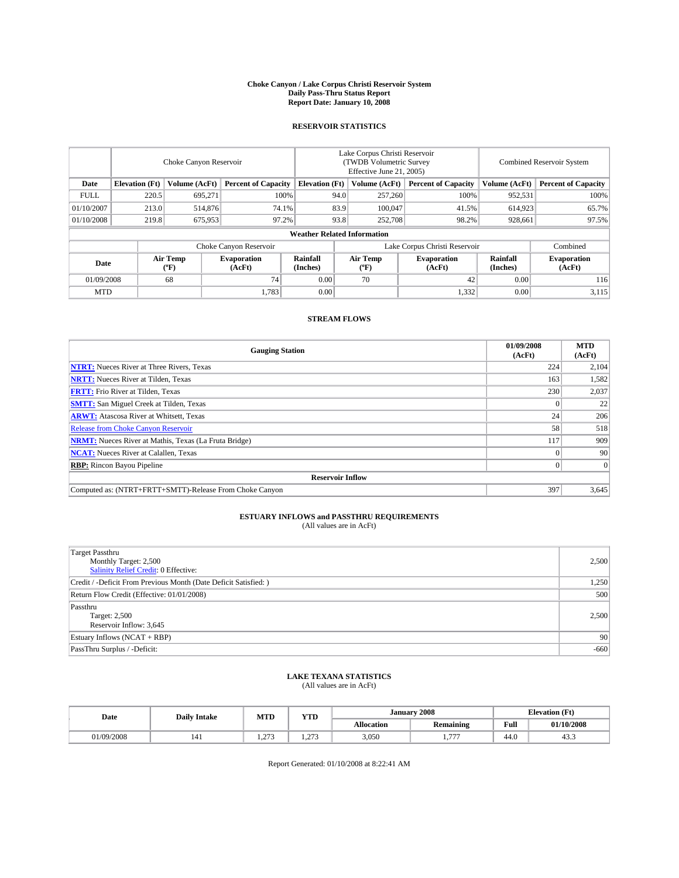# Choke Canyon / Lake Corpus Christi Reservoir System
## Daily Pass-Thru Status Report
## Report Date: January 10, 2008

### RESERVOIR STATISTICS

| | Choke Canyon Reservoir | | | Lake Corpus Christi Reservoir (TWDB Volumetric Survey Effective June 21, 2005) | | | Combined Reservoir System | |
|---|---|---|---|---|---|---|---|---|
| Date | Elevation (Ft) | Volume (AcFt) | Percent of Capacity | Elevation (Ft) | Volume (AcFt) | Percent of Capacity | Volume (AcFt) | Percent of Capacity |
| FULL | 220.5 | 695,271 | 100% | 94.0 | 257,260 | 100% | 952,531 | 100% |
| 01/10/2007 | 213.0 | 514,876 | 74.1% | 83.9 | 100,047 | 41.5% | 614,923 | 65.7% |
| 01/10/2008 | 219.8 | 675,953 | 97.2% | 93.8 | 252,708 | 98.2% | 928,661 | 97.5% |

**Weather Related Information**

| | Choke Canyon Reservoir | | | Lake Corpus Christi Reservoir | | | Combined |
|---|---|---|---|---|---|---|---|
| Date | Air Temp (ºF) | Evaporation (AcFt) | Rainfall (Inches) | Air Temp (ºF) | Evaporation (AcFt) | Rainfall (Inches) | Evaporation (AcFt) |
| 01/09/2008 | 68 | 74 | 0.00 | 70 | 42 | 0.00 | 116 |
| MTD | | 1,783 | 0.00 | | 1,332 | 0.00 | 3,115 |

### STREAM FLOWS

| Gauging Station | 01/09/2008 (AcFt) | MTD (AcFt) |
|---|---|---|
| **NTRT:** Nueces River at Three Rivers, Texas | 224 | 2,104 |
| **NRTT:** Nueces River at Tilden, Texas | 163 | 1,582 |
| **FRTT:** Frio River at Tilden, Texas | 230 | 2,037 |
| **SMTT:** San Miguel Creek at Tilden, Texas | 0 | 22 |
| **ARWT:** Atascosa River at Whitsett, Texas | 24 | 206 |
| Release from Choke Canyon Reservoir | 58 | 518 |
| **NRMT:** Nueces River at Mathis, Texas (La Fruta Bridge) | 117 | 909 |
| **NCAT:** Nueces River at Calallen, Texas | 0 | 90 |
| **RBP:** Rincon Bayou Pipeline | 0 | 0 |
| **Reservoir Inflow** | | |
| Computed as: (NTRT+FRTT+SMTT)-Release From Choke Canyon | 397 | 3,645 |

### ESTUARY INFLOWS and PASSTHRU REQUIREMENTS
(All values are in AcFt)

| | |
|---|---|
| Target Passthru<br>Monthly Target: 2,500<br>Salinity Relief Credit: 0 Effective: | 2,500 |
| Credit / -Deficit From Previous Month (Date Deficit Satisfied: ) | 1,250 |
| Return Flow Credit (Effective: 01/01/2008) | 500 |
| Passthru<br>Target: 2,500<br>Reservoir Inflow: 3,645 | 2,500 |
| Estuary Inflows (NCAT + RBP) | 90 |
| PassThru Surplus / -Deficit: | -660 |

### LAKE TEXANA STATISTICS
(All values are in AcFt)

| Date | Daily Intake | MTD | YTD | January 2008 | | Elevation (Ft) | |
|---|---|---|---|---|---|---|---|
| | | | | Allocation | Remaining | Full | 01/10/2008 |
| 01/09/2008 | 141 | 1,273 | 1,273 | 3,050 | 1,777 | 44.0 | 43.3 |

Report Generated: 01/10/2008 at 8:22:41 AM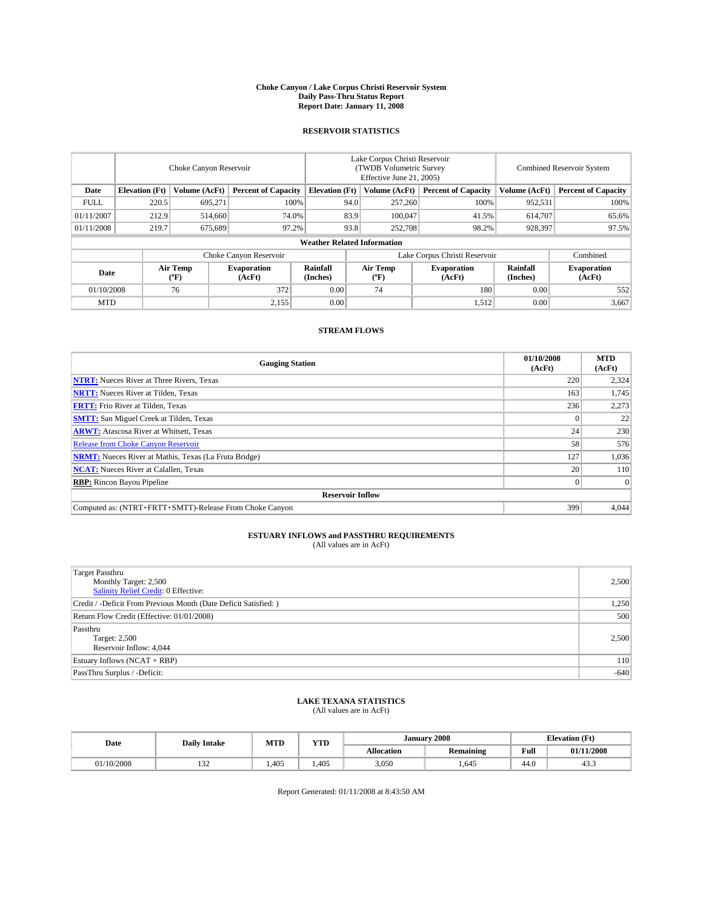# Choke Canyon / Lake Corpus Christi Reservoir System
## Daily Pass-Thru Status Report
### Report Date: January 11, 2008

## RESERVOIR STATISTICS

| | Choke Canyon Reservoir | | | Lake Corpus Christi Reservoir (TWDB Volumetric Survey Effective June 21, 2005) | | | Combined Reservoir System | |
|---|---|---|---|---|---|---|---|---|
| Date | Elevation (Ft) | Volume (AcFt) | Percent of Capacity | Elevation (Ft) | Volume (AcFt) | Percent of Capacity | Volume (AcFt) | Percent of Capacity |
| FULL | 220.5 | 695,271 | 100% | 94.0 | 257,260 | 100% | 952,531 | 100% |
| 01/11/2007 | 212.9 | 514,660 | 74.0% | 83.9 | 100,047 | 41.5% | 614,707 | 65.6% |
| 01/11/2008 | 219.7 | 675,689 | 97.2% | 93.8 | 252,708 | 98.2% | 928,397 | 97.5% |

**Weather Related Information**

| | Choke Canyon Reservoir | | | Lake Corpus Christi Reservoir | | | Combined |
|---|---|---|---|---|---|---|---|
| Date | Air Temp (ºF) | Evaporation (AcFt) | Rainfall (Inches) | Air Temp (ºF) | Evaporation (AcFt) | Rainfall (Inches) | Evaporation (AcFt) |
| 01/10/2008 | 76 | 372 | 0.00 | 74 | 180 | 0.00 | 552 |
| MTD | | 2,155 | 0.00 | | 1,512 | 0.00 | 3,667 |

## STREAM FLOWS

| Gauging Station | 01/10/2008 (AcFt) | MTD (AcFt) |
|---|---|---|
| **NTRT:** Nueces River at Three Rivers, Texas | 220 | 2,324 |
| **NRTT:** Nueces River at Tilden, Texas | 163 | 1,745 |
| **FRTT:** Frio River at Tilden, Texas | 236 | 2,273 |
| **SMTT:** San Miguel Creek at Tilden, Texas | 0 | 22 |
| **ARWT:** Atascosa River at Whitsett, Texas | 24 | 230 |
| Release from Choke Canyon Reservoir | 58 | 576 |
| **NRMT:** Nueces River at Mathis, Texas (La Fruta Bridge) | 127 | 1,036 |
| **NCAT:** Nueces River at Calallen, Texas | 20 | 110 |
| **RBP:** Rincon Bayou Pipeline | 0 | 0 |
| **Reservoir Inflow** | | |
| Computed as: (NTRT+FRTT+SMTT)-Release From Choke Canyon | 399 | 4,044 |

## ESTUARY INFLOWS and PASSTHRU REQUIREMENTS
(All values are in AcFt)

| | |
|---|---|
| Target Passthru<br>Monthly Target: 2,500<br>Salinity Relief Credit: 0 Effective: | 2,500 |
| Credit / -Deficit From Previous Month (Date Deficit Satisfied: ) | 1,250 |
| Return Flow Credit (Effective: 01/01/2008) | 500 |
| Passthru<br>Target: 2,500<br>Reservoir Inflow: 4,044 | 2,500 |
| Estuary Inflows (NCAT + RBP) | 110 |
| PassThru Surplus / -Deficit: | -640 |

## LAKE TEXANA STATISTICS
(All values are in AcFt)

| Date | Daily Intake | MTD | YTD | January 2008 | | Elevation (Ft) | |
|---|---|---|---|---|---|---|---|
| | | | | Allocation | Remaining | Full | 01/11/2008 |
| 01/10/2008 | 132 | 1,405 | 1,405 | 3,050 | 1,645 | 44.0 | 43.3 |

Report Generated: 01/11/2008 at 8:43:50 AM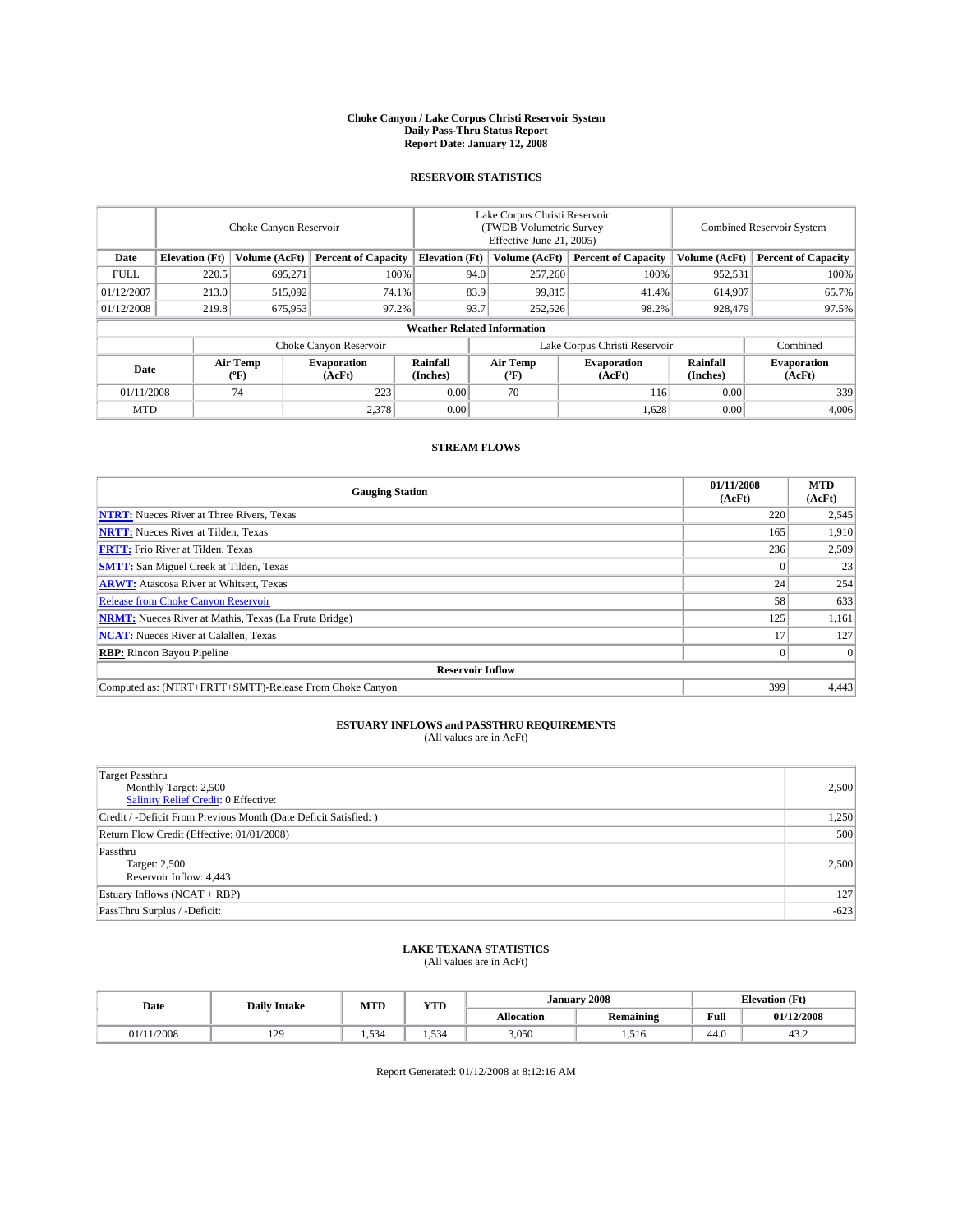# Choke Canyon / Lake Corpus Christi Reservoir System
## Daily Pass-Thru Status Report
### Report Date: January 12, 2008

## RESERVOIR STATISTICS

| | Choke Canyon Reservoir | | | Lake Corpus Christi Reservoir (TWDB Volumetric Survey Effective June 21, 2005) | | | Combined Reservoir System | |
|---|---|---|---|---|---|---|---|---|
| Date | Elevation (Ft) | Volume (AcFt) | Percent of Capacity | Elevation (Ft) | Volume (AcFt) | Percent of Capacity | Volume (AcFt) | Percent of Capacity |
| FULL | 220.5 | 695,271 | 100% | 94.0 | 257,260 | 100% | 952,531 | 100% |
| 01/12/2007 | 213.0 | 515,092 | 74.1% | 83.9 | 99,815 | 41.4% | 614,907 | 65.7% |
| 01/12/2008 | 219.8 | 675,953 | 97.2% | 93.7 | 252,526 | 98.2% | 928,479 | 97.5% |

**Weather Related Information**

| | Choke Canyon Reservoir | | | Lake Corpus Christi Reservoir | | | Combined |
|---|---|---|---|---|---|---|---|
| Date | Air Temp (ºF) | Evaporation (AcFt) | Rainfall (Inches) | Air Temp (ºF) | Evaporation (AcFt) | Rainfall (Inches) | Evaporation (AcFt) |
| 01/11/2008 | 74 | 223 | 0.00 | 70 | 116 | 0.00 | 339 |
| MTD | | 2,378 | 0.00 | | 1,628 | 0.00 | 4,006 |

## STREAM FLOWS

| Gauging Station | 01/11/2008 (AcFt) | MTD (AcFt) |
|---|---|---|
| **NTRT:** Nueces River at Three Rivers, Texas | 220 | 2,545 |
| **NRTT:** Nueces River at Tilden, Texas | 165 | 1,910 |
| **FRTT:** Frio River at Tilden, Texas | 236 | 2,509 |
| **SMTT:** San Miguel Creek at Tilden, Texas | 0 | 23 |
| **ARWT:** Atascosa River at Whitsett, Texas | 24 | 254 |
| Release from Choke Canyon Reservoir | 58 | 633 |
| **NRMT:** Nueces River at Mathis, Texas (La Fruta Bridge) | 125 | 1,161 |
| **NCAT:** Nueces River at Calallen, Texas | 17 | 127 |
| **RBP:** Rincon Bayou Pipeline | 0 | 0 |
| **Reservoir Inflow** | | |
| Computed as: (NTRT+FRTT+SMTT)-Release From Choke Canyon | 399 | 4,443 |

## ESTUARY INFLOWS and PASSTHRU REQUIREMENTS
(All values are in AcFt)

| | |
|---|---|
| Target Passthru<br>Monthly Target: 2,500<br>Salinity Relief Credit: 0 Effective: | 2,500 |
| Credit / -Deficit From Previous Month (Date Deficit Satisfied: ) | 1,250 |
| Return Flow Credit (Effective: 01/01/2008) | 500 |
| Passthru<br>Target: 2,500<br>Reservoir Inflow: 4,443 | 2,500 |
| Estuary Inflows (NCAT + RBP) | 127 |
| PassThru Surplus / -Deficit: | -623 |

## LAKE TEXANA STATISTICS
(All values are in AcFt)

| Date | Daily Intake | MTD | YTD | January 2008 | | Elevation (Ft) | |
|---|---|---|---|---|---|---|---|
| | | | | Allocation | Remaining | Full | 01/12/2008 |
| 01/11/2008 | 129 | 1,534 | 1,534 | 3,050 | 1,516 | 44.0 | 43.2 |

Report Generated: 01/12/2008 at 8:12:16 AM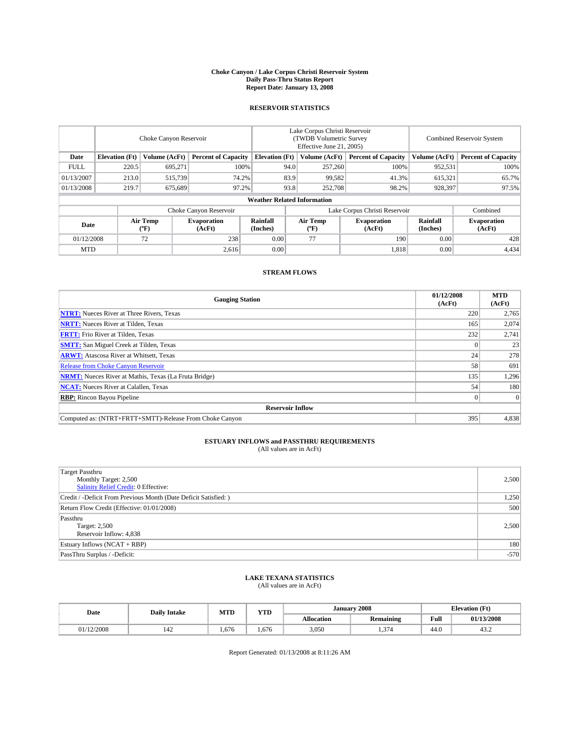# Choke Canyon / Lake Corpus Christi Reservoir System
## Daily Pass-Thru Status Report
### Report Date: January 13, 2008

## RESERVOIR STATISTICS

| | Choke Canyon Reservoir | | | Lake Corpus Christi Reservoir (TWDB Volumetric Survey Effective June 21, 2005) | | | Combined Reservoir System | |
|---|---|---|---|---|---|---|---|---|
| Date | Elevation (Ft) | Volume (AcFt) | Percent of Capacity | Elevation (Ft) | Volume (AcFt) | Percent of Capacity | Volume (AcFt) | Percent of Capacity |
| FULL | 220.5 | 695,271 | 100% | 94.0 | 257,260 | 100% | 952,531 | 100% |
| 01/13/2007 | 213.0 | 515,739 | 74.2% | 83.9 | 99,582 | 41.3% | 615,321 | 65.7% |
| 01/13/2008 | 219.7 | 675,689 | 97.2% | 93.8 | 252,708 | 98.2% | 928,397 | 97.5% |

**Weather Related Information**

| | Choke Canyon Reservoir | | | Lake Corpus Christi Reservoir | | | Combined |
|---|---|---|---|---|---|---|---|
| Date | Air Temp (ºF) | Evaporation (AcFt) | Rainfall (Inches) | Air Temp (ºF) | Evaporation (AcFt) | Rainfall (Inches) | Evaporation (AcFt) |
| 01/12/2008 | 72 | 238 | 0.00 | 77 | 190 | 0.00 | 428 |
| MTD | | 2,616 | 0.00 | | 1,818 | 0.00 | 4,434 |

## STREAM FLOWS

| Gauging Station | 01/12/2008 (AcFt) | MTD (AcFt) |
|---|---|---|
| **NTRT:** Nueces River at Three Rivers, Texas | 220 | 2,765 |
| **NRTT:** Nueces River at Tilden, Texas | 165 | 2,074 |
| **FRTT:** Frio River at Tilden, Texas | 232 | 2,741 |
| **SMTT:** San Miguel Creek at Tilden, Texas | 0 | 23 |
| **ARWT:** Atascosa River at Whitsett, Texas | 24 | 278 |
| Release from Choke Canyon Reservoir | 58 | 691 |
| **NRMT:** Nueces River at Mathis, Texas (La Fruta Bridge) | 135 | 1,296 |
| **NCAT:** Nueces River at Calallen, Texas | 54 | 180 |
| **RBP:** Rincon Bayou Pipeline | 0 | 0 |
| **Reservoir Inflow** | | |
| Computed as: (NTRT+FRTT+SMTT)-Release From Choke Canyon | 395 | 4,838 |

## ESTUARY INFLOWS and PASSTHRU REQUIREMENTS
(All values are in AcFt)

| | |
|---|---|
| Target Passthru<br>Monthly Target: 2,500<br>Salinity Relief Credit: 0 Effective: | 2,500 |
| Credit / -Deficit From Previous Month (Date Deficit Satisfied: ) | 1,250 |
| Return Flow Credit (Effective: 01/01/2008) | 500 |
| Passthru<br>Target: 2,500<br>Reservoir Inflow: 4,838 | 2,500 |
| Estuary Inflows (NCAT + RBP) | 180 |
| PassThru Surplus / -Deficit: | -570 |

## LAKE TEXANA STATISTICS
(All values are in AcFt)

| Date | Daily Intake | MTD | YTD | January 2008 | | Elevation (Ft) | |
|---|---|---|---|---|---|---|---|
| | | | | Allocation | Remaining | Full | 01/13/2008 |
| 01/12/2008 | 142 | 1,676 | 1,676 | 3,050 | 1,374 | 44.0 | 43.2 |

Report Generated: 01/13/2008 at 8:11:26 AM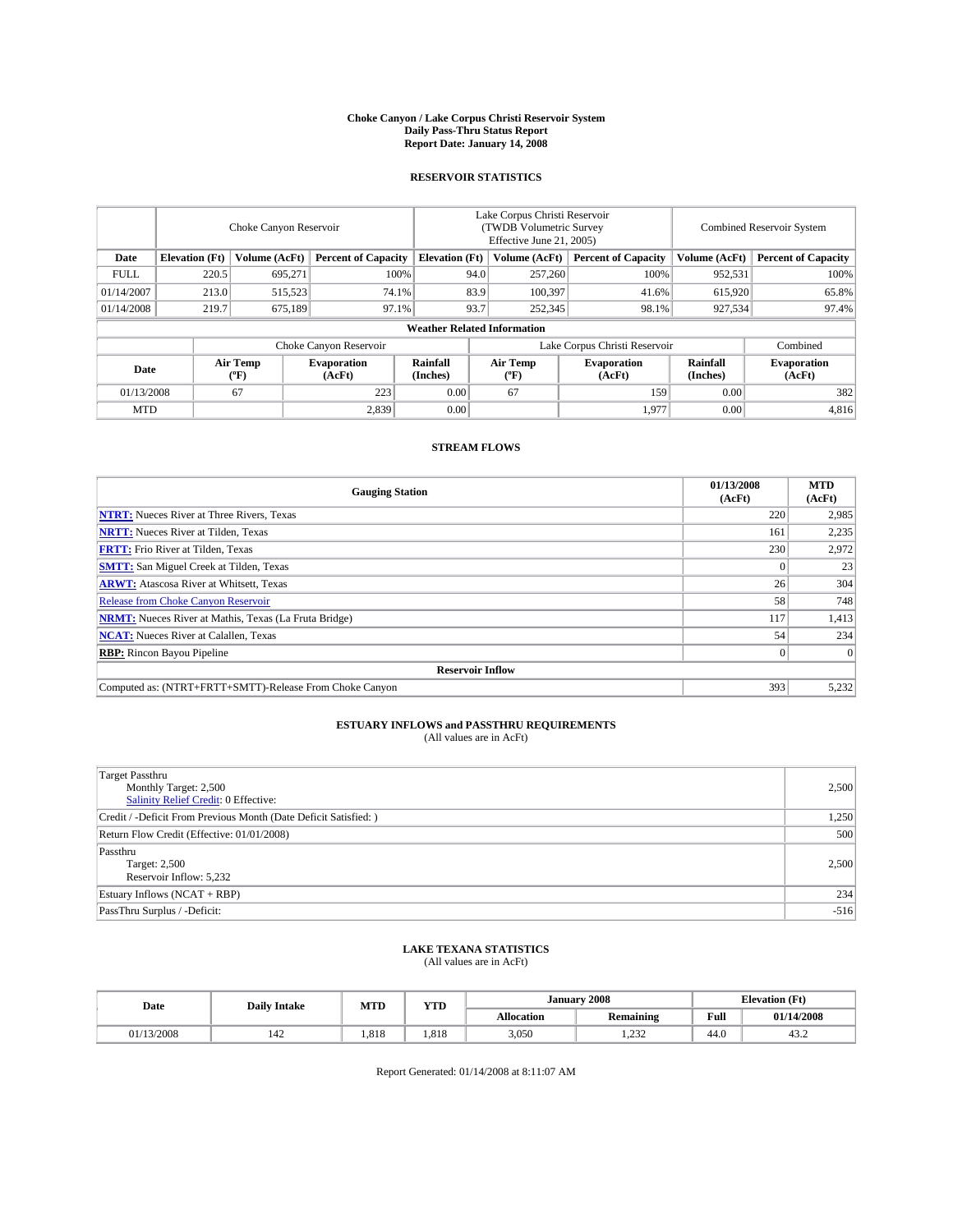# Choke Canyon / Lake Corpus Christi Reservoir System
## Daily Pass-Thru Status Report
### Report Date: January 14, 2008

## RESERVOIR STATISTICS

| | Choke Canyon Reservoir | | | Lake Corpus Christi Reservoir (TWDB Volumetric Survey Effective June 21, 2005) | | | Combined Reservoir System | |
|---|---|---|---|---|---|---|---|---|
| Date | Elevation (Ft) | Volume (AcFt) | Percent of Capacity | Elevation (Ft) | Volume (AcFt) | Percent of Capacity | Volume (AcFt) | Percent of Capacity |
| FULL | 220.5 | 695,271 | 100% | 94.0 | 257,260 | 100% | 952,531 | 100% |
| 01/14/2007 | 213.0 | 515,523 | 74.1% | 83.9 | 100,397 | 41.6% | 615,920 | 65.8% |
| 01/14/2008 | 219.7 | 675,189 | 97.1% | 93.7 | 252,345 | 98.1% | 927,534 | 97.4% |

**Weather Related Information**

| | Choke Canyon Reservoir | | | Lake Corpus Christi Reservoir | | | Combined |
|---|---|---|---|---|---|---|---|
| Date | Air Temp (°F) | Evaporation (AcFt) | Rainfall (Inches) | Air Temp (°F) | Evaporation (AcFt) | Rainfall (Inches) | Evaporation (AcFt) |
| 01/13/2008 | 67 | 223 | 0.00 | 67 | 159 | 0.00 | 382 |
| MTD | | 2,839 | 0.00 | | 1,977 | 0.00 | 4,816 |

## STREAM FLOWS

| Gauging Station | 01/13/2008 (AcFt) | MTD (AcFt) |
|---|---|---|
| **NTRT:** Nueces River at Three Rivers, Texas | 220 | 2,985 |
| **NRTT:** Nueces River at Tilden, Texas | 161 | 2,235 |
| **FRTT:** Frio River at Tilden, Texas | 230 | 2,972 |
| **SMTT:** San Miguel Creek at Tilden, Texas | 0 | 23 |
| **ARWT:** Atascosa River at Whitsett, Texas | 26 | 304 |
| Release from Choke Canyon Reservoir | 58 | 748 |
| **NRMT:** Nueces River at Mathis, Texas (La Fruta Bridge) | 117 | 1,413 |
| **NCAT:** Nueces River at Calallen, Texas | 54 | 234 |
| **RBP:** Rincon Bayou Pipeline | 0 | 0 |
| **Reservoir Inflow** | | |
| Computed as: (NTRT+FRTT+SMTT)-Release From Choke Canyon | 393 | 5,232 |

## ESTUARY INFLOWS and PASSTHRU REQUIREMENTS
(All values are in AcFt)

| | |
|---|---|
| Target Passthru<br>Monthly Target: 2,500<br>Salinity Relief Credit: 0 Effective: | 2,500 |
| Credit / -Deficit From Previous Month (Date Deficit Satisfied: ) | 1,250 |
| Return Flow Credit (Effective: 01/01/2008) | 500 |
| Passthru<br>Target: 2,500<br>Reservoir Inflow: 5,232 | 2,500 |
| Estuary Inflows (NCAT + RBP) | 234 |
| PassThru Surplus / -Deficit: | -516 |

## LAKE TEXANA STATISTICS
(All values are in AcFt)

| Date | Daily Intake | MTD | YTD | January 2008 | | Elevation (Ft) | |
|---|---|---|---|---|---|---|---|
| | | | | Allocation | Remaining | Full | 01/14/2008 |
| 01/13/2008 | 142 | 1,818 | 1,818 | 3,050 | 1,232 | 44.0 | 43.2 |

Report Generated: 01/14/2008 at 8:11:07 AM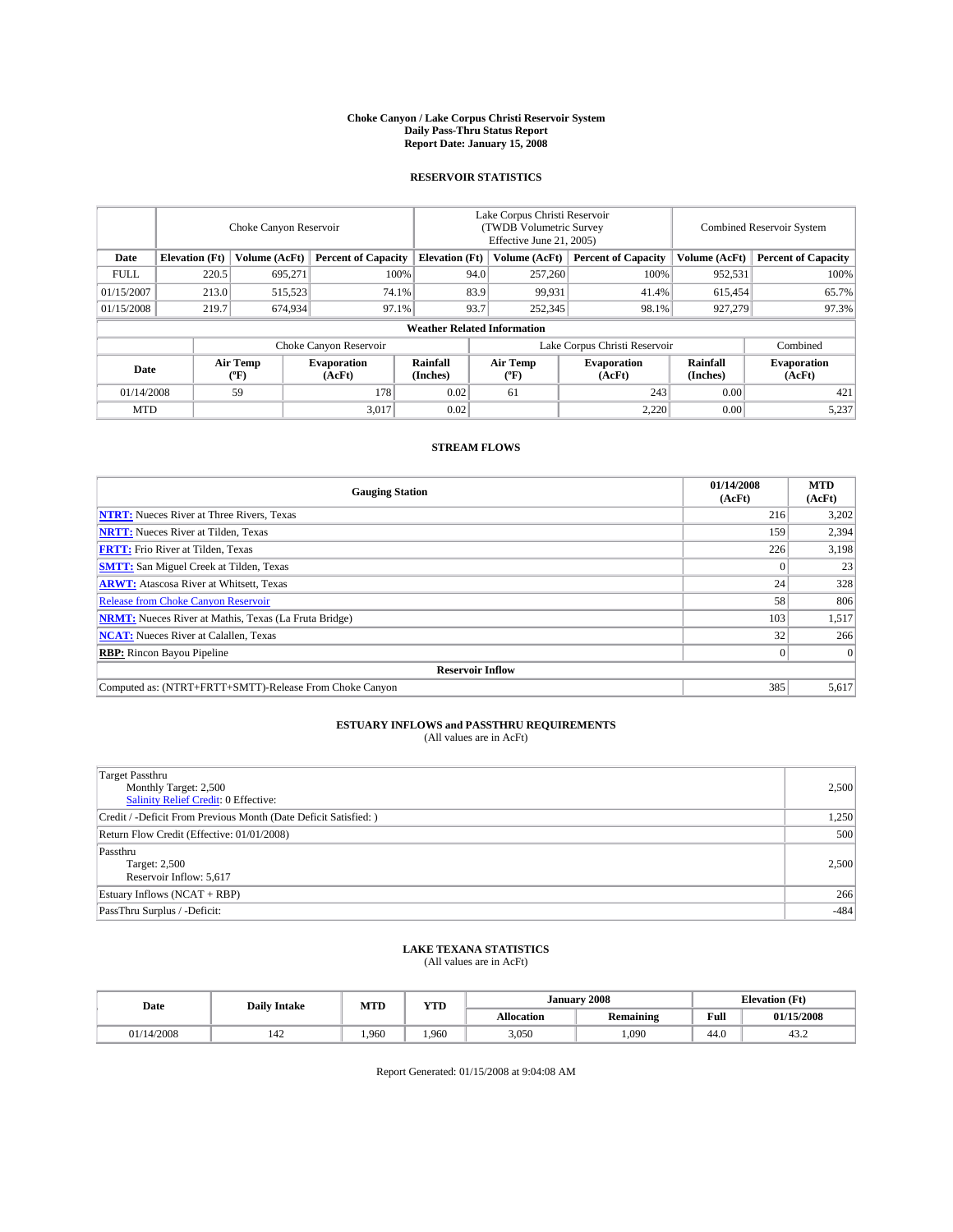# Choke Canyon / Lake Corpus Christi Reservoir System
## Daily Pass-Thru Status Report
### Report Date: January 15, 2008

## RESERVOIR STATISTICS

| | Choke Canyon Reservoir | | | Lake Corpus Christi Reservoir (TWDB Volumetric Survey Effective June 21, 2005) | | | Combined Reservoir System | |
|---|---|---|---|---|---|---|---|---|
| Date | Elevation (Ft) | Volume (AcFt) | Percent of Capacity | Elevation (Ft) | Volume (AcFt) | Percent of Capacity | Volume (AcFt) | Percent of Capacity |
| FULL | 220.5 | 695,271 | 100% | 94.0 | 257,260 | 100% | 952,531 | 100% |
| 01/15/2007 | 213.0 | 515,523 | 74.1% | 83.9 | 99,931 | 41.4% | 615,454 | 65.7% |
| 01/15/2008 | 219.7 | 674,934 | 97.1% | 93.7 | 252,345 | 98.1% | 927,279 | 97.3% |

**Weather Related Information**

| | Choke Canyon Reservoir | | | Lake Corpus Christi Reservoir | | | Combined |
|---|---|---|---|---|---|---|---|
| Date | Air Temp (°F) | Evaporation (AcFt) | Rainfall (Inches) | Air Temp (°F) | Evaporation (AcFt) | Rainfall (Inches) | Evaporation (AcFt) |
| 01/14/2008 | 59 | 178 | 0.02 | 61 | 243 | 0.00 | 421 |
| MTD | | 3,017 | 0.02 | | 2,220 | 0.00 | 5,237 |

## STREAM FLOWS

| Gauging Station | 01/14/2008 (AcFt) | MTD (AcFt) |
|---|---|---|
| **NTRT:** Nueces River at Three Rivers, Texas | 216 | 3,202 |
| **NRTT:** Nueces River at Tilden, Texas | 159 | 2,394 |
| **FRTT:** Frio River at Tilden, Texas | 226 | 3,198 |
| **SMTT:** San Miguel Creek at Tilden, Texas | 0 | 23 |
| **ARWT:** Atascosa River at Whitsett, Texas | 24 | 328 |
| Release from Choke Canyon Reservoir | 58 | 806 |
| **NRMT:** Nueces River at Mathis, Texas (La Fruta Bridge) | 103 | 1,517 |
| **NCAT:** Nueces River at Calallen, Texas | 32 | 266 |
| **RBP:** Rincon Bayou Pipeline | 0 | 0 |
| **Reservoir Inflow** | | |
| Computed as: (NTRT+FRTT+SMTT)-Release From Choke Canyon | 385 | 5,617 |

## ESTUARY INFLOWS and PASSTHRU REQUIREMENTS
(All values are in AcFt)

| | |
|---|---|
| Target Passthru<br>Monthly Target: 2,500<br>Salinity Relief Credit: 0 Effective: | 2,500 |
| Credit / -Deficit From Previous Month (Date Deficit Satisfied: ) | 1,250 |
| Return Flow Credit (Effective: 01/01/2008) | 500 |
| Passthru<br>Target: 2,500<br>Reservoir Inflow: 5,617 | 2,500 |
| Estuary Inflows (NCAT + RBP) | 266 |
| PassThru Surplus / -Deficit: | -484 |

## LAKE TEXANA STATISTICS
(All values are in AcFt)

| Date | Daily Intake | MTD | YTD | January 2008 | | Elevation (Ft) | |
|---|---|---|---|---|---|---|---|
| | | | | Allocation | Remaining | Full | 01/15/2008 |
| 01/14/2008 | 142 | 1,960 | 1,960 | 3,050 | 1,090 | 44.0 | 43.2 |

Report Generated: 01/15/2008 at 9:04:08 AM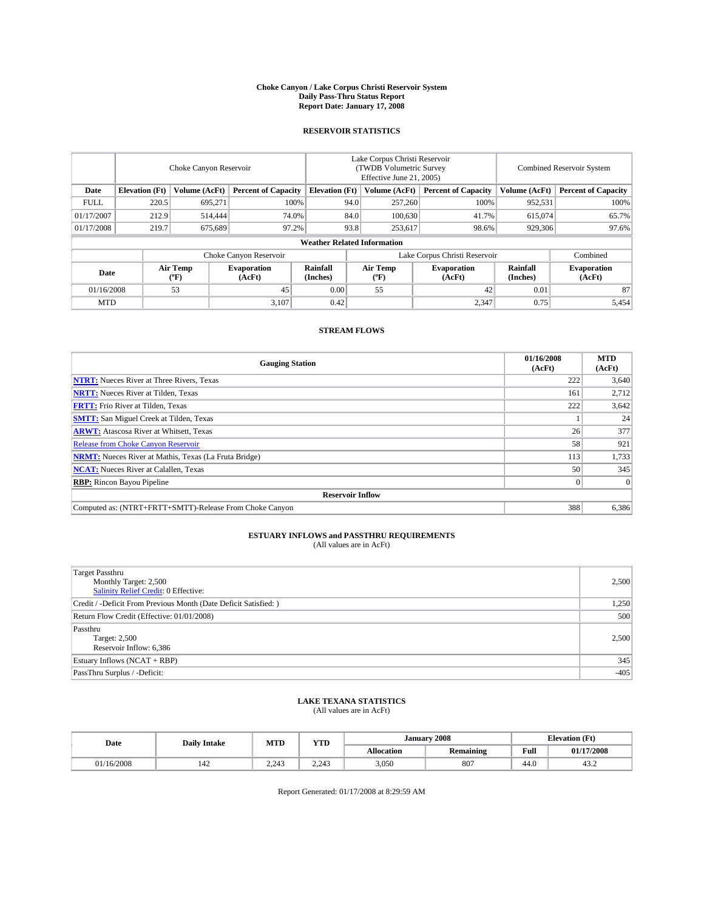# Choke Canyon / Lake Corpus Christi Reservoir System
## Daily Pass-Thru Status Report
### Report Date: January 17, 2008

## RESERVOIR STATISTICS

| | Choke Canyon Reservoir | | | Lake Corpus Christi Reservoir (TWDB Volumetric Survey Effective June 21, 2005) | | | Combined Reservoir System | |
|---|---|---|---|---|---|---|---|---|
| Date | Elevation (Ft) | Volume (AcFt) | Percent of Capacity | Elevation (Ft) | Volume (AcFt) | Percent of Capacity | Volume (AcFt) | Percent of Capacity |
| FULL | 220.5 | 695,271 | 100% | 94.0 | 257,260 | 100% | 952,531 | 100% |
| 01/17/2007 | 212.9 | 514,444 | 74.0% | 84.0 | 100,630 | 41.7% | 615,074 | 65.7% |
| 01/17/2008 | 219.7 | 675,689 | 97.2% | 93.8 | 253,617 | 98.6% | 929,306 | 97.6% |

**Weather Related Information**

| | Choke Canyon Reservoir | | | Lake Corpus Christi Reservoir | | | Combined |
|---|---|---|---|---|---|---|---|
| Date | Air Temp (ºF) | Evaporation (AcFt) | Rainfall (Inches) | Air Temp (ºF) | Evaporation (AcFt) | Rainfall (Inches) | Evaporation (AcFt) |
| 01/16/2008 | 53 | 45 | 0.00 | 55 | 42 | 0.01 | 87 |
| MTD | | 3,107 | 0.42 | | 2,347 | 0.75 | 5,454 |

## STREAM FLOWS

| Gauging Station | 01/16/2008 (AcFt) | MTD (AcFt) |
|---|---|---|
| **NTRT:** Nueces River at Three Rivers, Texas | 222 | 3,640 |
| **NRTT:** Nueces River at Tilden, Texas | 161 | 2,712 |
| **FRTT:** Frio River at Tilden, Texas | 222 | 3,642 |
| **SMTT:** San Miguel Creek at Tilden, Texas | 1 | 24 |
| **ARWT:** Atascosa River at Whitsett, Texas | 26 | 377 |
| Release from Choke Canyon Reservoir | 58 | 921 |
| **NRMT:** Nueces River at Mathis, Texas (La Fruta Bridge) | 113 | 1,733 |
| **NCAT:** Nueces River at Calallen, Texas | 50 | 345 |
| **RBP:** Rincon Bayou Pipeline | 0 | 0 |
| **Reservoir Inflow** | | |
| Computed as: (NTRT+FRTT+SMTT)-Release From Choke Canyon | 388 | 6,386 |

## ESTUARY INFLOWS and PASSTHRU REQUIREMENTS
(All values are in AcFt)

| | |
|---|---|
| Target Passthru<br>Monthly Target: 2,500<br>Salinity Relief Credit: 0 Effective: | 2,500 |
| Credit / -Deficit From Previous Month (Date Deficit Satisfied: ) | 1,250 |
| Return Flow Credit (Effective: 01/01/2008) | 500 |
| Passthru<br>Target: 2,500<br>Reservoir Inflow: 6,386 | 2,500 |
| Estuary Inflows (NCAT + RBP) | 345 |
| PassThru Surplus / -Deficit: | -405 |

## LAKE TEXANA STATISTICS
(All values are in AcFt)

| Date | Daily Intake | MTD | YTD | January 2008 | | Elevation (Ft) | |
|---|---|---|---|---|---|---|---|
| | | | | Allocation | Remaining | Full | 01/17/2008 |
| 01/16/2008 | 142 | 2,243 | 2,243 | 3,050 | 807 | 44.0 | 43.2 |

Report Generated: 01/17/2008 at 8:29:59 AM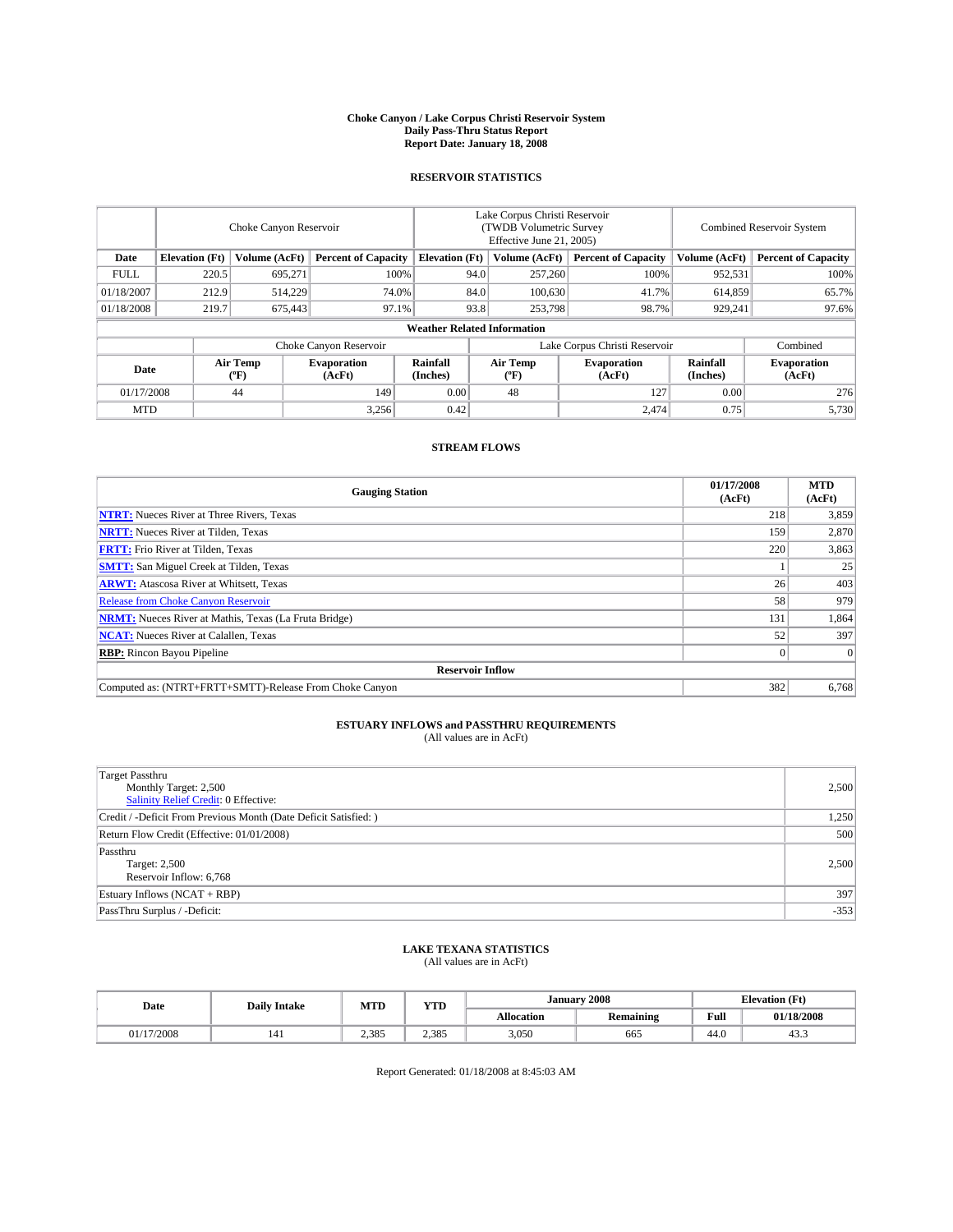# Choke Canyon / Lake Corpus Christi Reservoir System
## Daily Pass-Thru Status Report
## Report Date: January 18, 2008

### RESERVOIR STATISTICS

| | Choke Canyon Reservoir | | | Lake Corpus Christi Reservoir (TWDB Volumetric Survey Effective June 21, 2005) | | | Combined Reservoir System | |
|---|---|---|---|---|---|---|---|---|
| Date | Elevation (Ft) | Volume (AcFt) | Percent of Capacity | Elevation (Ft) | Volume (AcFt) | Percent of Capacity | Volume (AcFt) | Percent of Capacity |
| FULL | 220.5 | 695,271 | 100% | 94.0 | 257,260 | 100% | 952,531 | 100% |
| 01/18/2007 | 212.9 | 514,229 | 74.0% | 84.0 | 100,630 | 41.7% | 614,859 | 65.7% |
| 01/18/2008 | 219.7 | 675,443 | 97.1% | 93.8 | 253,798 | 98.7% | 929,241 | 97.6% |

### Weather Related Information

| | Choke Canyon Reservoir | | | Lake Corpus Christi Reservoir | | | Combined |
|---|---|---|---|---|---|---|---|
| Date | Air Temp (ºF) | Evaporation (AcFt) | Rainfall (Inches) | Air Temp (ºF) | Evaporation (AcFt) | Rainfall (Inches) | Evaporation (AcFt) |
| 01/17/2008 | 44 | 149 | 0.00 | 48 | 127 | 0.00 | 276 |
| MTD | | 3,256 | 0.42 | | 2,474 | 0.75 | 5,730 |

### STREAM FLOWS

| Gauging Station | 01/17/2008 (AcFt) | MTD (AcFt) |
|---|---|---|
| NTRT: Nueces River at Three Rivers, Texas | 218 | 3,859 |
| NRTT: Nueces River at Tilden, Texas | 159 | 2,870 |
| FRTT: Frio River at Tilden, Texas | 220 | 3,863 |
| SMTT: San Miguel Creek at Tilden, Texas | 1 | 25 |
| ARWT: Atascosa River at Whitsett, Texas | 26 | 403 |
| Release from Choke Canyon Reservoir | 58 | 979 |
| NRMT: Nueces River at Mathis, Texas (La Fruta Bridge) | 131 | 1,864 |
| NCAT: Nueces River at Calallen, Texas | 52 | 397 |
| RBP: Rincon Bayou Pipeline | 0 | 0 |
| **Reservoir Inflow** | | |
| Computed as: (NTRT+FRTT+SMTT)-Release From Choke Canyon | 382 | 6,768 |

### ESTUARY INFLOWS and PASSTHRU REQUIREMENTS
(All values are in AcFt)

| | |
|---|---|
| Target Passthru<br>Monthly Target: 2,500<br>Salinity Relief Credit: 0 Effective: | 2,500 |
| Credit / -Deficit From Previous Month (Date Deficit Satisfied: ) | 1,250 |
| Return Flow Credit (Effective: 01/01/2008) | 500 |
| Passthru<br>Target: 2,500<br>Reservoir Inflow: 6,768 | 2,500 |
| Estuary Inflows (NCAT + RBP) | 397 |
| PassThru Surplus / -Deficit: | -353 |

### LAKE TEXANA STATISTICS
(All values are in AcFt)

| Date | Daily Intake | MTD | YTD | January 2008 | | Elevation (Ft) | |
|---|---|---|---|---|---|---|---|
| | | | | Allocation | Remaining | Full | 01/18/2008 |
| 01/17/2008 | 141 | 2,385 | 2,385 | 3,050 | 665 | 44.0 | 43.3 |

Report Generated: 01/18/2008 at 8:45:03 AM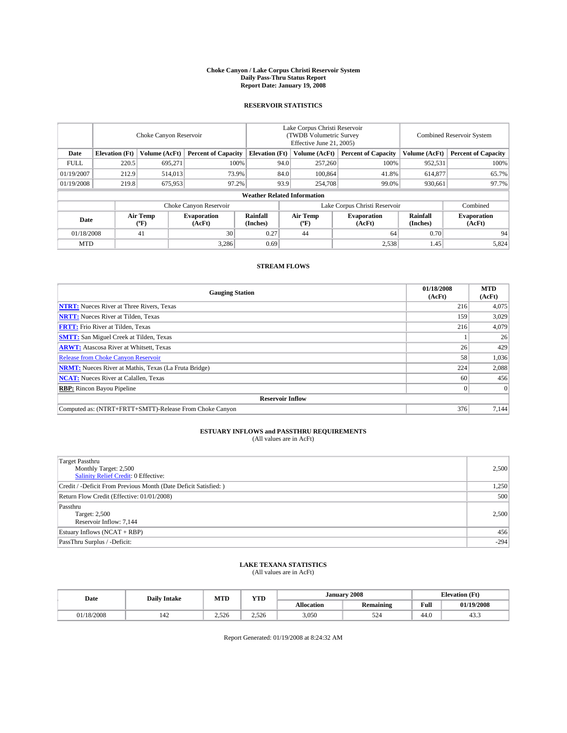# Choke Canyon / Lake Corpus Christi Reservoir System
## Daily Pass-Thru Status Report
### Report Date: January 19, 2008

## RESERVOIR STATISTICS

| | Choke Canyon Reservoir | | | Lake Corpus Christi Reservoir (TWDB Volumetric Survey Effective June 21, 2005) | | | Combined Reservoir System | |
|---|---|---|---|---|---|---|---|---|
| Date | Elevation (Ft) | Volume (AcFt) | Percent of Capacity | Elevation (Ft) | Volume (AcFt) | Percent of Capacity | Volume (AcFt) | Percent of Capacity |
| FULL | 220.5 | 695,271 | 100% | 94.0 | 257,260 | 100% | 952,531 | 100% |
| 01/19/2007 | 212.9 | 514,013 | 73.9% | 84.0 | 100,864 | 41.8% | 614,877 | 65.7% |
| 01/19/2008 | 219.8 | 675,953 | 97.2% | 93.9 | 254,708 | 99.0% | 930,661 | 97.7% |

**Weather Related Information**

| | Choke Canyon Reservoir | | | Lake Corpus Christi Reservoir | | | Combined |
|---|---|---|---|---|---|---|---|
| Date | Air Temp (°F) | Evaporation (AcFt) | Rainfall (Inches) | Air Temp (°F) | Evaporation (AcFt) | Rainfall (Inches) | Evaporation (AcFt) |
| 01/18/2008 | 41 | 30 | 0.27 | 44 | 64 | 0.70 | 94 |
| MTD | | 3,286 | 0.69 | | 2,538 | 1.45 | 5,824 |

## STREAM FLOWS

| Gauging Station | 01/18/2008 (AcFt) | MTD (AcFt) |
|---|---|---|
| **NTRT:** Nueces River at Three Rivers, Texas | 216 | 4,075 |
| **NRTT:** Nueces River at Tilden, Texas | 159 | 3,029 |
| **FRTT:** Frio River at Tilden, Texas | 216 | 4,079 |
| **SMTT:** San Miguel Creek at Tilden, Texas | 1 | 26 |
| **ARWT:** Atascosa River at Whitsett, Texas | 26 | 429 |
| Release from Choke Canyon Reservoir | 58 | 1,036 |
| **NRMT:** Nueces River at Mathis, Texas (La Fruta Bridge) | 224 | 2,088 |
| **NCAT:** Nueces River at Calallen, Texas | 60 | 456 |
| **RBP:** Rincon Bayou Pipeline | 0 | 0 |
| **Reservoir Inflow** | | |
| Computed as: (NTRT+FRTT+SMTT)-Release From Choke Canyon | 376 | 7,144 |

## ESTUARY INFLOWS and PASSTHRU REQUIREMENTS
(All values are in AcFt)

| | |
|---|---|
| Target Passthru<br>Monthly Target: 2,500<br>Salinity Relief Credit: 0 Effective: | 2,500 |
| Credit / -Deficit From Previous Month (Date Deficit Satisfied: ) | 1,250 |
| Return Flow Credit (Effective: 01/01/2008) | 500 |
| Passthru<br>Target: 2,500<br>Reservoir Inflow: 7,144 | 2,500 |
| Estuary Inflows (NCAT + RBP) | 456 |
| PassThru Surplus / -Deficit: | -294 |

## LAKE TEXANA STATISTICS
(All values are in AcFt)

| Date | Daily Intake | MTD | YTD | January 2008 | | Elevation (Ft) | |
|---|---|---|---|---|---|---|---|
| | | | | Allocation | Remaining | Full | 01/19/2008 |
| 01/18/2008 | 142 | 2,526 | 2,526 | 3,050 | 524 | 44.0 | 43.3 |

Report Generated: 01/19/2008 at 8:24:32 AM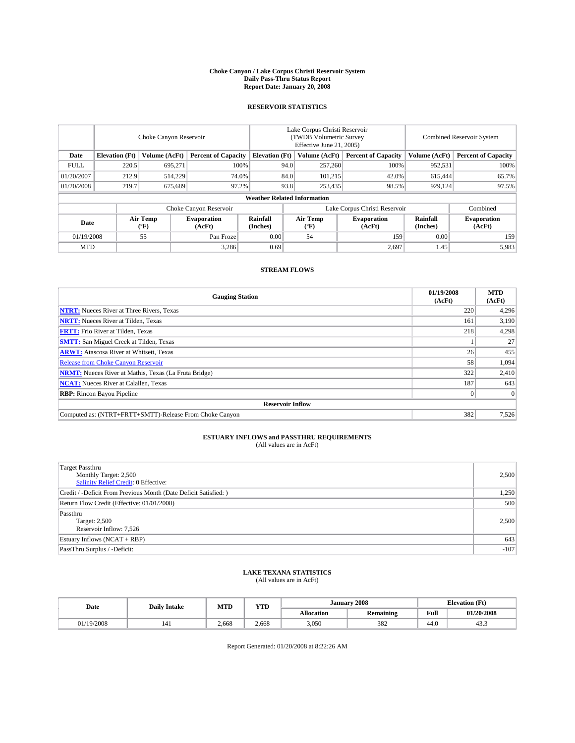**Choke Canyon / Lake Corpus Christi Reservoir System**
**Daily Pass-Thru Status Report**
**Report Date: January 20, 2008**

## RESERVOIR STATISTICS

| | Choke Canyon Reservoir | | | Lake Corpus Christi Reservoir (TWDB Volumetric Survey Effective June 21, 2005) | | | Combined Reservoir System | |
|---|---|---|---|---|---|---|---|---|
| Date | Elevation (Ft) | Volume (AcFt) | Percent of Capacity | Elevation (Ft) | Volume (AcFt) | Percent of Capacity | Volume (AcFt) | Percent of Capacity |
| FULL | 220.5 | 695,271 | 100% | 94.0 | 257,260 | 100% | 952,531 | 100% |
| 01/20/2007 | 212.9 | 514,229 | 74.0% | 84.0 | 101,215 | 42.0% | 615,444 | 65.7% |
| 01/20/2008 | 219.7 | 675,689 | 97.2% | 93.8 | 253,435 | 98.5% | 929,124 | 97.5% |

**Weather Related Information**

| | Choke Canyon Reservoir | | | Lake Corpus Christi Reservoir | | | Combined |
|---|---|---|---|---|---|---|---|
| Date | Air Temp (°F) | Evaporation (AcFt) | Rainfall (Inches) | Air Temp (°F) | Evaporation (AcFt) | Rainfall (Inches) | Evaporation (AcFt) |
| 01/19/2008 | 55 | Pan Froze | 0.00 | 54 | 159 | 0.00 | 159 |
| MTD | | 3,286 | 0.69 | | 2,697 | 1.45 | 5,983 |

## STREAM FLOWS

| Gauging Station | 01/19/2008 (AcFt) | MTD (AcFt) |
|---|---|---|
| **NTRT:** Nueces River at Three Rivers, Texas | 220 | 4,296 |
| **NRTT:** Nueces River at Tilden, Texas | 161 | 3,190 |
| **FRTT:** Frio River at Tilden, Texas | 218 | 4,298 |
| **SMTT:** San Miguel Creek at Tilden, Texas | 1 | 27 |
| **ARWT:** Atascosa River at Whitsett, Texas | 26 | 455 |
| Release from Choke Canyon Reservoir | 58 | 1,094 |
| **NRMT:** Nueces River at Mathis, Texas (La Fruta Bridge) | 322 | 2,410 |
| **NCAT:** Nueces River at Calallen, Texas | 187 | 643 |
| **RBP:** Rincon Bayou Pipeline | 0 | 0 |
| **Reservoir Inflow** | | |
| Computed as: (NTRT+FRTT+SMTT)-Release From Choke Canyon | 382 | 7,526 |

## ESTUARY INFLOWS and PASSTHRU REQUIREMENTS
(All values are in AcFt)

| | |
|---|---|
| Target Passthru<br>Monthly Target: 2,500<br>Salinity Relief Credit: 0 Effective: | 2,500 |
| Credit / -Deficit From Previous Month (Date Deficit Satisfied: ) | 1,250 |
| Return Flow Credit (Effective: 01/01/2008) | 500 |
| Passthru<br>Target: 2,500<br>Reservoir Inflow: 7,526 | 2,500 |
| Estuary Inflows (NCAT + RBP) | 643 |
| PassThru Surplus / -Deficit: | -107 |

## LAKE TEXANA STATISTICS
(All values are in AcFt)

| Date | Daily Intake | MTD | YTD | January 2008 | | Elevation (Ft) | |
|---|---|---|---|---|---|---|---|
| | | | | Allocation | Remaining | Full | 01/20/2008 |
| 01/19/2008 | 141 | 2,668 | 2,668 | 3,050 | 382 | 44.0 | 43.3 |

Report Generated: 01/20/2008 at 8:22:26 AM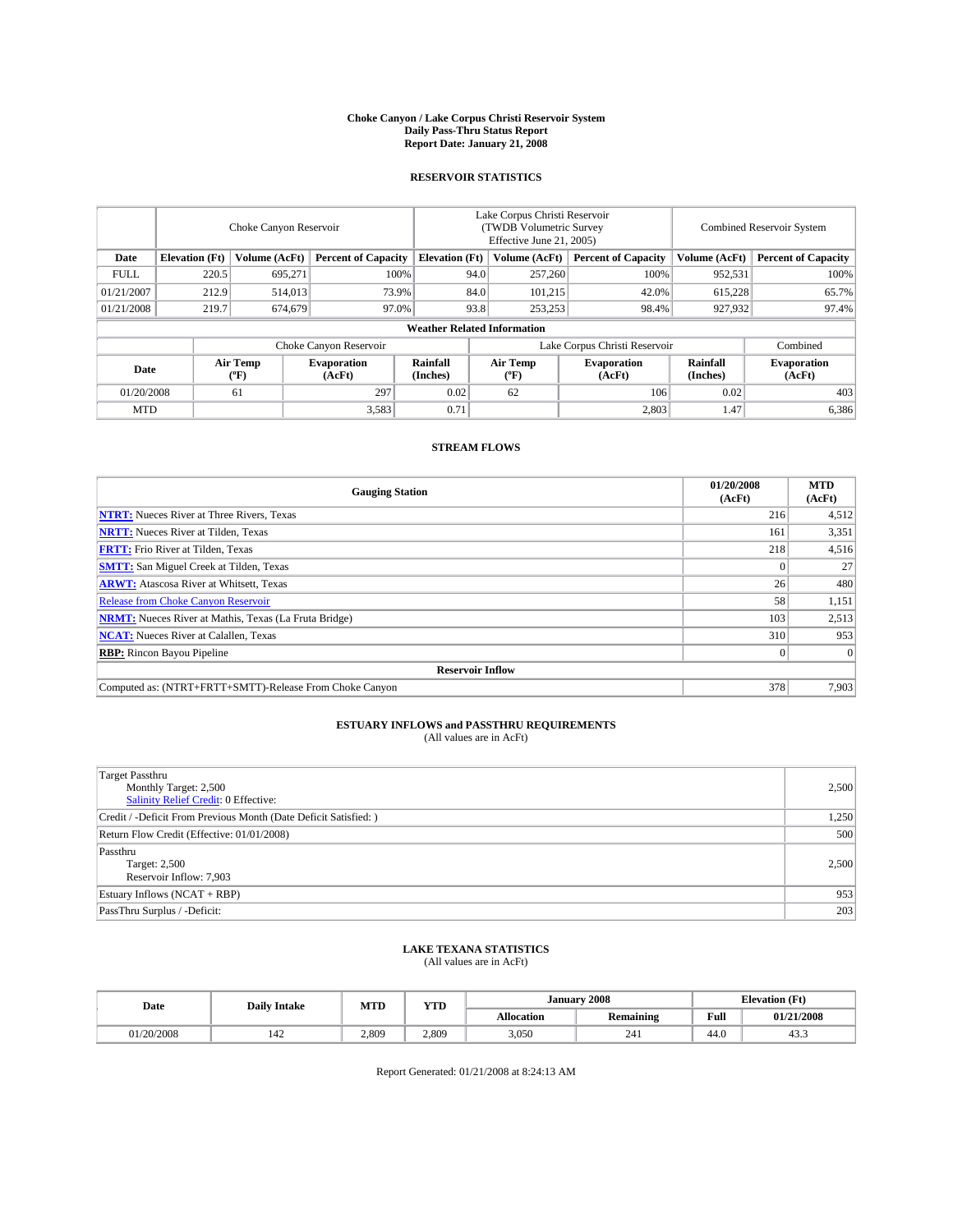# Choke Canyon / Lake Corpus Christi Reservoir System
## Daily Pass-Thru Status Report
## Report Date: January 21, 2008

### RESERVOIR STATISTICS

| | Choke Canyon Reservoir | | | Lake Corpus Christi Reservoir (TWDB Volumetric Survey Effective June 21, 2005) | | | Combined Reservoir System | |
|---|---|---|---|---|---|---|---|---|
| Date | Elevation (Ft) | Volume (AcFt) | Percent of Capacity | Elevation (Ft) | Volume (AcFt) | Percent of Capacity | Volume (AcFt) | Percent of Capacity |
| FULL | 220.5 | 695,271 | 100% | 94.0 | 257,260 | 100% | 952,531 | 100% |
| 01/21/2007 | 212.9 | 514,013 | 73.9% | 84.0 | 101,215 | 42.0% | 615,228 | 65.7% |
| 01/21/2008 | 219.7 | 674,679 | 97.0% | 93.8 | 253,253 | 98.4% | 927,932 | 97.4% |

**Weather Related Information**

| | Choke Canyon Reservoir | | | Lake Corpus Christi Reservoir | | | Combined |
|---|---|---|---|---|---|---|---|
| Date | Air Temp (ºF) | Evaporation (AcFt) | Rainfall (Inches) | Air Temp (ºF) | Evaporation (AcFt) | Rainfall (Inches) | Evaporation (AcFt) |
| 01/20/2008 | 61 | 297 | 0.02 | 62 | 106 | 0.02 | 403 |
| MTD | | 3,583 | 0.71 | | 2,803 | 1.47 | 6,386 |

### STREAM FLOWS

| Gauging Station | 01/20/2008 (AcFt) | MTD (AcFt) |
|---|---|---|
| **NTRT:** Nueces River at Three Rivers, Texas | 216 | 4,512 |
| **NRTT:** Nueces River at Tilden, Texas | 161 | 3,351 |
| **FRTT:** Frio River at Tilden, Texas | 218 | 4,516 |
| **SMTT:** San Miguel Creek at Tilden, Texas | 0 | 27 |
| **ARWT:** Atascosa River at Whitsett, Texas | 26 | 480 |
| Release from Choke Canyon Reservoir | 58 | 1,151 |
| **NRMT:** Nueces River at Mathis, Texas (La Fruta Bridge) | 103 | 2,513 |
| **NCAT:** Nueces River at Calallen, Texas | 310 | 953 |
| **RBP:** Rincon Bayou Pipeline | 0 | 0 |
| **Reservoir Inflow** | | |
| Computed as: (NTRT+FRTT+SMTT)-Release From Choke Canyon | 378 | 7,903 |

### ESTUARY INFLOWS and PASSTHRU REQUIREMENTS
(All values are in AcFt)

| | |
|---|---|
| Target Passthru<br>Monthly Target: 2,500<br>Salinity Relief Credit: 0 Effective: | 2,500 |
| Credit / -Deficit From Previous Month (Date Deficit Satisfied: ) | 1,250 |
| Return Flow Credit (Effective: 01/01/2008) | 500 |
| Passthru<br>Target: 2,500<br>Reservoir Inflow: 7,903 | 2,500 |
| Estuary Inflows (NCAT + RBP) | 953 |
| PassThru Surplus / -Deficit: | 203 |

### LAKE TEXANA STATISTICS
(All values are in AcFt)

| Date | Daily Intake | MTD | YTD | January 2008 | | Elevation (Ft) | |
|---|---|---|---|---|---|---|---|
| | | | | Allocation | Remaining | Full | 01/21/2008 |
| 01/20/2008 | 142 | 2,809 | 2,809 | 3,050 | 241 | 44.0 | 43.3 |

Report Generated: 01/21/2008 at 8:24:13 AM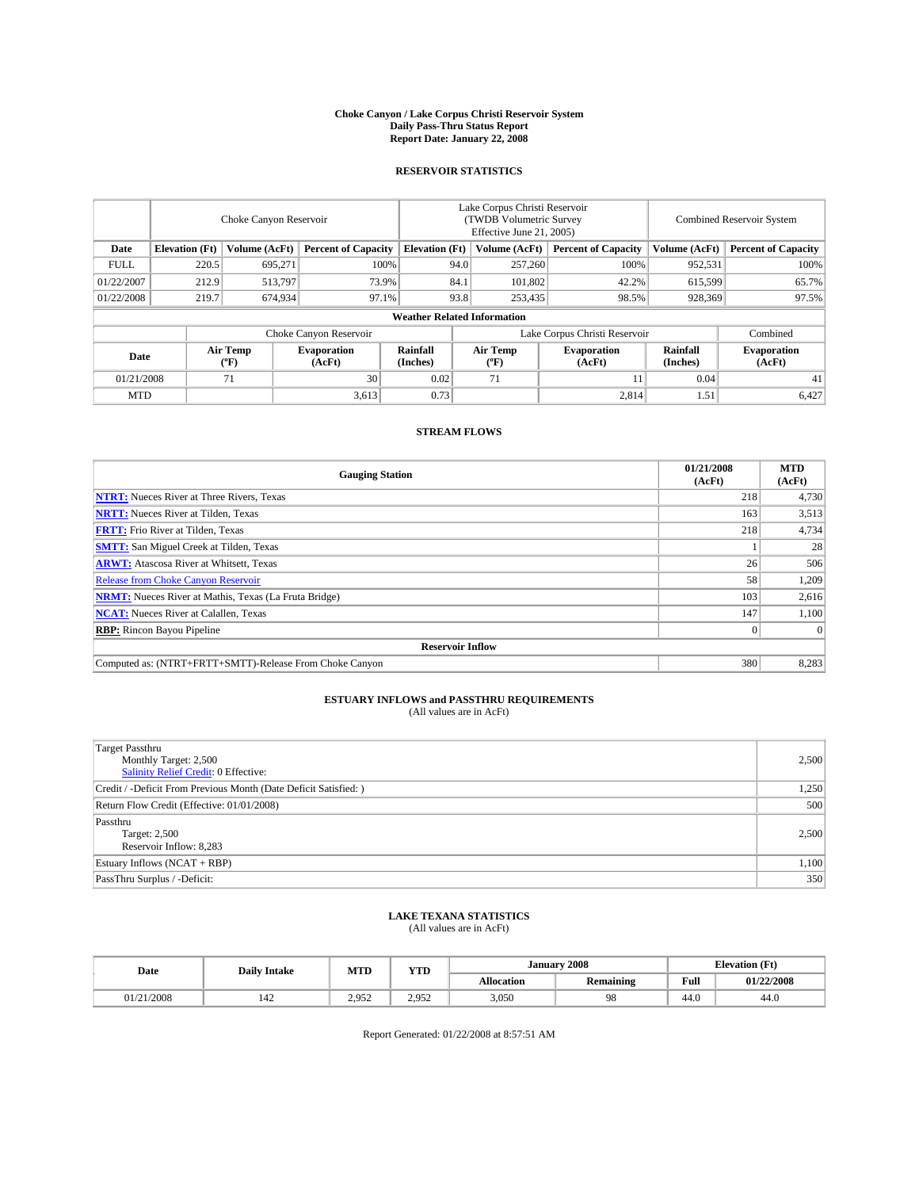# Choke Canyon / Lake Corpus Christi Reservoir System
## Daily Pass-Thru Status Report
### Report Date: January 22, 2008

## RESERVOIR STATISTICS

| | Choke Canyon Reservoir | | | Lake Corpus Christi Reservoir (TWDB Volumetric Survey Effective June 21, 2005) | | | Combined Reservoir System | |
|---|---|---|---|---|---|---|---|---|
| Date | Elevation (Ft) | Volume (AcFt) | Percent of Capacity | Elevation (Ft) | Volume (AcFt) | Percent of Capacity | Volume (AcFt) | Percent of Capacity |
| FULL | 220.5 | 695,271 | 100% | 94.0 | 257,260 | 100% | 952,531 | 100% |
| 01/22/2007 | 212.9 | 513,797 | 73.9% | 84.1 | 101,802 | 42.2% | 615,599 | 65.7% |
| 01/22/2008 | 219.7 | 674,934 | 97.1% | 93.8 | 253,435 | 98.5% | 928,369 | 97.5% |

**Weather Related Information**

| | Choke Canyon Reservoir | | | Lake Corpus Christi Reservoir | | | Combined |
|---|---|---|---|---|---|---|---|
| Date | Air Temp (ºF) | Evaporation (AcFt) | Rainfall (Inches) | Air Temp (ºF) | Evaporation (AcFt) | Rainfall (Inches) | Evaporation (AcFt) |
| 01/21/2008 | 71 | 30 | 0.02 | 71 | 11 | 0.04 | 41 |
| MTD | | 3,613 | 0.73 | | 2,814 | 1.51 | 6,427 |

## STREAM FLOWS

| Gauging Station | 01/21/2008 (AcFt) | MTD (AcFt) |
|---|---|---|
| **NTRT:** Nueces River at Three Rivers, Texas | 218 | 4,730 |
| **NRTT:** Nueces River at Tilden, Texas | 163 | 3,513 |
| **FRTT:** Frio River at Tilden, Texas | 218 | 4,734 |
| **SMTT:** San Miguel Creek at Tilden, Texas | 1 | 28 |
| **ARWT:** Atascosa River at Whitsett, Texas | 26 | 506 |
| Release from Choke Canyon Reservoir | 58 | 1,209 |
| **NRMT:** Nueces River at Mathis, Texas (La Fruta Bridge) | 103 | 2,616 |
| **NCAT:** Nueces River at Calallen, Texas | 147 | 1,100 |
| **RBP:** Rincon Bayou Pipeline | 0 | 0 |
| **Reservoir Inflow** | | |
| Computed as: (NTRT+FRTT+SMTT)-Release From Choke Canyon | 380 | 8,283 |

## ESTUARY INFLOWS and PASSTHRU REQUIREMENTS
(All values are in AcFt)

| | |
|---|---|
| Target Passthru<br>Monthly Target: 2,500<br>Salinity Relief Credit: 0 Effective: | 2,500 |
| Credit / -Deficit From Previous Month (Date Deficit Satisfied: ) | 1,250 |
| Return Flow Credit (Effective: 01/01/2008) | 500 |
| Passthru<br>Target: 2,500<br>Reservoir Inflow: 8,283 | 2,500 |
| Estuary Inflows (NCAT + RBP) | 1,100 |
| PassThru Surplus / -Deficit: | 350 |

## LAKE TEXANA STATISTICS
(All values are in AcFt)

| Date | Daily Intake | MTD | YTD | January 2008 | | Elevation (Ft) | |
|---|---|---|---|---|---|---|---|
| | | | | Allocation | Remaining | Full | 01/22/2008 |
| 01/21/2008 | 142 | 2,952 | 2,952 | 3,050 | 98 | 44.0 | 44.0 |

Report Generated: 01/22/2008 at 8:57:51 AM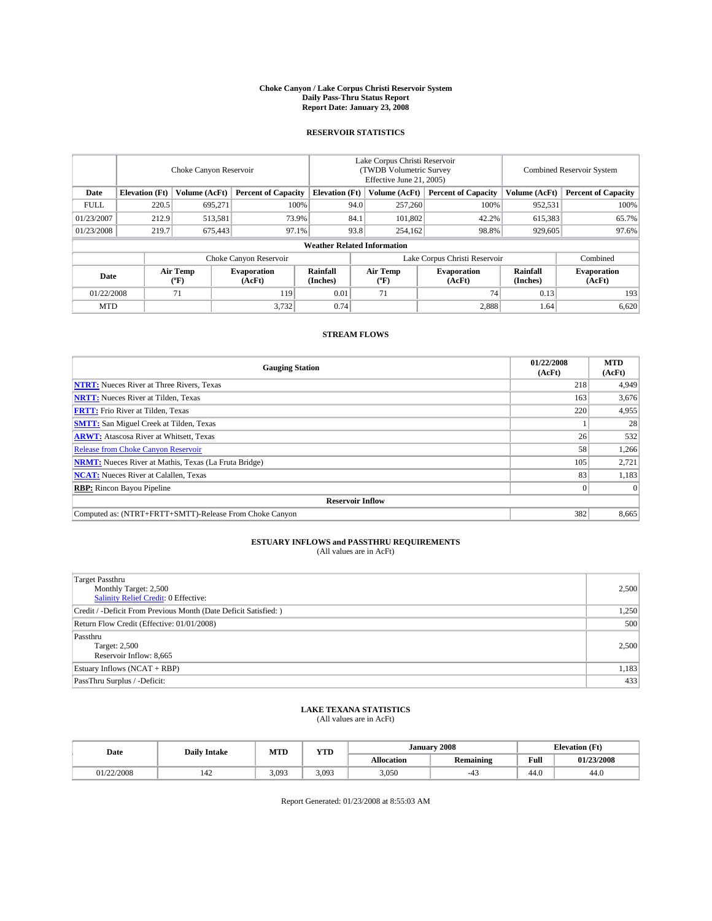# Choke Canyon / Lake Corpus Christi Reservoir System
## Daily Pass-Thru Status Report
## Report Date: January 23, 2008

### RESERVOIR STATISTICS

| | Choke Canyon Reservoir | | | Lake Corpus Christi Reservoir (TWDB Volumetric Survey Effective June 21, 2005) | | | Combined Reservoir System | |
|---|---|---|---|---|---|---|---|---|
| Date | Elevation (Ft) | Volume (AcFt) | Percent of Capacity | Elevation (Ft) | Volume (AcFt) | Percent of Capacity | Volume (AcFt) | Percent of Capacity |
| FULL | 220.5 | 695,271 | 100% | 94.0 | 257,260 | 100% | 952,531 | 100% |
| 01/23/2007 | 212.9 | 513,581 | 73.9% | 84.1 | 101,802 | 42.2% | 615,383 | 65.7% |
| 01/23/2008 | 219.7 | 675,443 | 97.1% | 93.8 | 254,162 | 98.8% | 929,605 | 97.6% |

**Weather Related Information**

| | Choke Canyon Reservoir | | | Lake Corpus Christi Reservoir | | | Combined |
|---|---|---|---|---|---|---|---|
| Date | Air Temp (ºF) | Evaporation (AcFt) | Rainfall (Inches) | Air Temp (ºF) | Evaporation (AcFt) | Rainfall (Inches) | Evaporation (AcFt) |
| 01/22/2008 | 71 | 119 | 0.01 | 71 | 74 | 0.13 | 193 |
| MTD | | 3,732 | 0.74 | | 2,888 | 1.64 | 6,620 |

### STREAM FLOWS

| Gauging Station | 01/22/2008 (AcFt) | MTD (AcFt) |
|---|---|---|
| **NTRT:** Nueces River at Three Rivers, Texas | 218 | 4,949 |
| **NRTT:** Nueces River at Tilden, Texas | 163 | 3,676 |
| **FRTT:** Frio River at Tilden, Texas | 220 | 4,955 |
| **SMTT:** San Miguel Creek at Tilden, Texas | 1 | 28 |
| **ARWT:** Atascosa River at Whitsett, Texas | 26 | 532 |
| Release from Choke Canyon Reservoir | 58 | 1,266 |
| **NRMT:** Nueces River at Mathis, Texas (La Fruta Bridge) | 105 | 2,721 |
| **NCAT:** Nueces River at Calallen, Texas | 83 | 1,183 |
| **RBP:** Rincon Bayou Pipeline | 0 | 0 |
| **Reservoir Inflow** | | |
| Computed as: (NTRT+FRTT+SMTT)-Release From Choke Canyon | 382 | 8,665 |

### ESTUARY INFLOWS and PASSTHRU REQUIREMENTS
(All values are in AcFt)

| | |
|---|---|
| Target Passthru<br>Monthly Target: 2,500<br>Salinity Relief Credit: 0 Effective: | 2,500 |
| Credit / -Deficit From Previous Month (Date Deficit Satisfied: ) | 1,250 |
| Return Flow Credit (Effective: 01/01/2008) | 500 |
| Passthru<br>Target: 2,500<br>Reservoir Inflow: 8,665 | 2,500 |
| Estuary Inflows (NCAT + RBP) | 1,183 |
| PassThru Surplus / -Deficit: | 433 |

### LAKE TEXANA STATISTICS
(All values are in AcFt)

| Date | Daily Intake | MTD | YTD | January 2008 | | Elevation (Ft) | |
|---|---|---|---|---|---|---|---|
| | | | | Allocation | Remaining | Full | 01/23/2008 |
| 01/22/2008 | 142 | 3,093 | 3,093 | 3,050 | -43 | 44.0 | 44.0 |

Report Generated: 01/23/2008 at 8:55:03 AM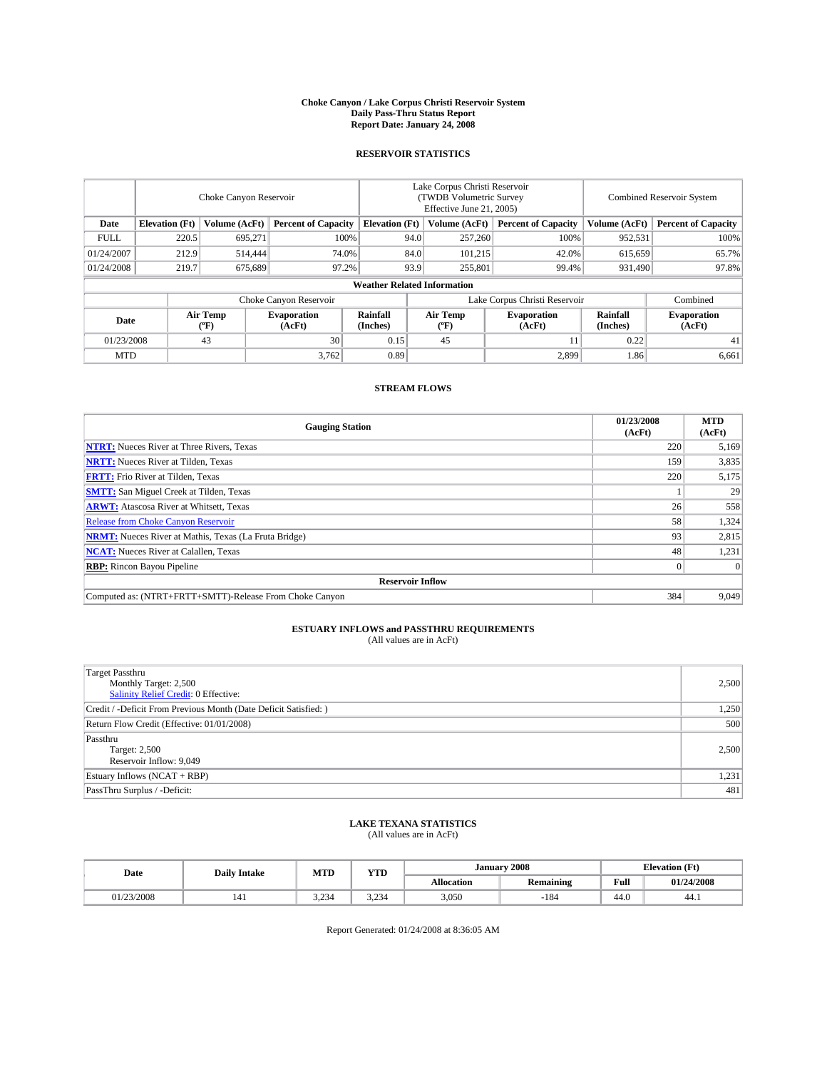# Choke Canyon / Lake Corpus Christi Reservoir System
## Daily Pass-Thru Status Report
## Report Date: January 24, 2008

### RESERVOIR STATISTICS

| | Choke Canyon Reservoir | | | Lake Corpus Christi Reservoir (TWDB Volumetric Survey Effective June 21, 2005) | | | Combined Reservoir System | |
|---|---|---|---|---|---|---|---|---|
| Date | Elevation (Ft) | Volume (AcFt) | Percent of Capacity | Elevation (Ft) | Volume (AcFt) | Percent of Capacity | Volume (AcFt) | Percent of Capacity |
| FULL | 220.5 | 695,271 | 100% | 94.0 | 257,260 | 100% | 952,531 | 100% |
| 01/24/2007 | 212.9 | 514,444 | 74.0% | 84.0 | 101,215 | 42.0% | 615,659 | 65.7% |
| 01/24/2008 | 219.7 | 675,689 | 97.2% | 93.9 | 255,801 | 99.4% | 931,490 | 97.8% |

**Weather Related Information**

| | Choke Canyon Reservoir | | | Lake Corpus Christi Reservoir | | | Combined |
|---|---|---|---|---|---|---|---|
| Date | Air Temp (ºF) | Evaporation (AcFt) | Rainfall (Inches) | Air Temp (ºF) | Evaporation (AcFt) | Rainfall (Inches) | Evaporation (AcFt) |
| 01/23/2008 | 43 | 30 | 0.15 | 45 | 11 | 0.22 | 41 |
| MTD | | 3,762 | 0.89 | | 2,899 | 1.86 | 6,661 |

### STREAM FLOWS

| Gauging Station | 01/23/2008 (AcFt) | MTD (AcFt) |
|---|---|---|
| **NTRT:** Nueces River at Three Rivers, Texas | 220 | 5,169 |
| **NRTT:** Nueces River at Tilden, Texas | 159 | 3,835 |
| **FRTT:** Frio River at Tilden, Texas | 220 | 5,175 |
| **SMTT:** San Miguel Creek at Tilden, Texas | 1 | 29 |
| **ARWT:** Atascosa River at Whitsett, Texas | 26 | 558 |
| Release from Choke Canyon Reservoir | 58 | 1,324 |
| **NRMT:** Nueces River at Mathis, Texas (La Fruta Bridge) | 93 | 2,815 |
| **NCAT:** Nueces River at Calallen, Texas | 48 | 1,231 |
| **RBP:** Rincon Bayou Pipeline | 0 | 0 |
| **Reservoir Inflow** | | |
| Computed as: (NTRT+FRTT+SMTT)-Release From Choke Canyon | 384 | 9,049 |

### ESTUARY INFLOWS and PASSTHRU REQUIREMENTS
(All values are in AcFt)

| | |
|---|---|
| Target Passthru<br>Monthly Target: 2,500<br>Salinity Relief Credit: 0 Effective: | 2,500 |
| Credit / -Deficit From Previous Month (Date Deficit Satisfied: ) | 1,250 |
| Return Flow Credit (Effective: 01/01/2008) | 500 |
| Passthru<br>Target: 2,500<br>Reservoir Inflow: 9,049 | 2,500 |
| Estuary Inflows (NCAT + RBP) | 1,231 |
| PassThru Surplus / -Deficit: | 481 |

### LAKE TEXANA STATISTICS
(All values are in AcFt)

| Date | Daily Intake | MTD | YTD | January 2008 | | Elevation (Ft) | |
|---|---|---|---|---|---|---|---|
| | | | | Allocation | Remaining | Full | 01/24/2008 |
| 01/23/2008 | 141 | 3,234 | 3,234 | 3,050 | -184 | 44.0 | 44.1 |

Report Generated: 01/24/2008 at 8:36:05 AM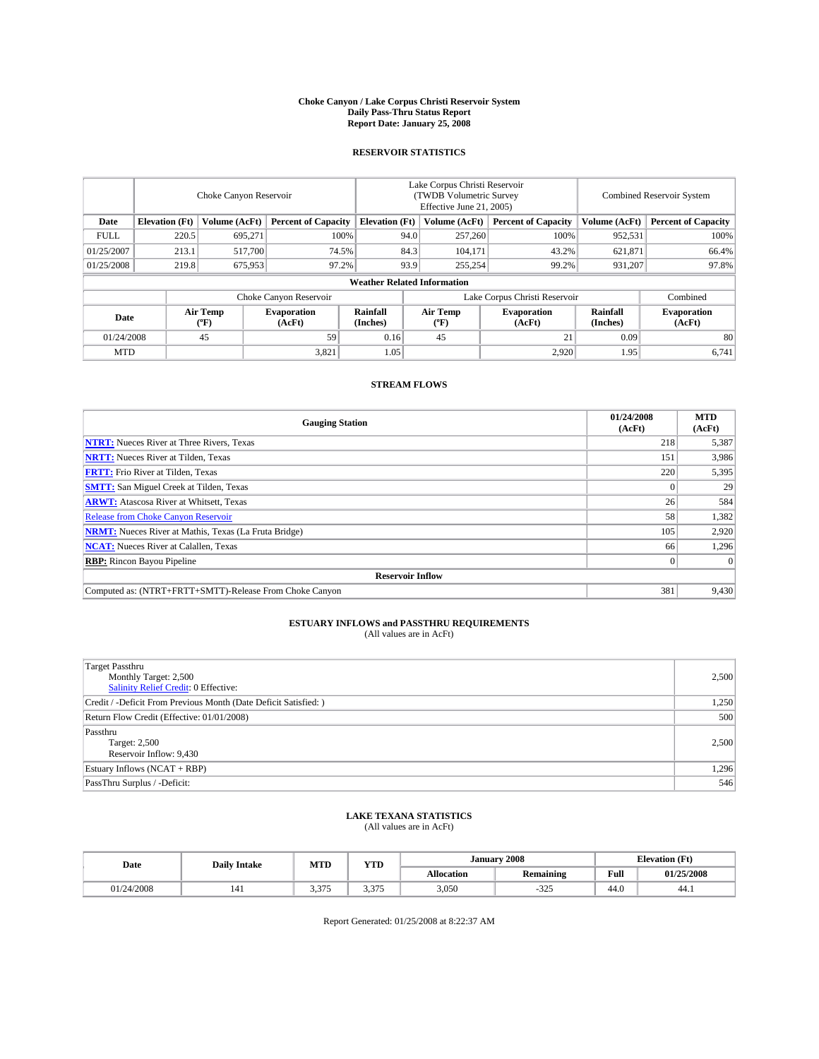# Choke Canyon / Lake Corpus Christi Reservoir System
## Daily Pass-Thru Status Report
## Report Date: January 25, 2008

### RESERVOIR STATISTICS

| | Choke Canyon Reservoir | | | Lake Corpus Christi Reservoir (TWDB Volumetric Survey Effective June 21, 2005) | | | Combined Reservoir System | |
|---|---|---|---|---|---|---|---|---|
| Date | Elevation (Ft) | Volume (AcFt) | Percent of Capacity | Elevation (Ft) | Volume (AcFt) | Percent of Capacity | Volume (AcFt) | Percent of Capacity |
| FULL | 220.5 | 695,271 | 100% | 94.0 | 257,260 | 100% | 952,531 | 100% |
| 01/25/2007 | 213.1 | 517,700 | 74.5% | 84.3 | 104,171 | 43.2% | 621,871 | 66.4% |
| 01/25/2008 | 219.8 | 675,953 | 97.2% | 93.9 | 255,254 | 99.2% | 931,207 | 97.8% |

**Weather Related Information**

| | Choke Canyon Reservoir | | | Lake Corpus Christi Reservoir | | | Combined |
|---|---|---|---|---|---|---|---|
| Date | Air Temp (ºF) | Evaporation (AcFt) | Rainfall (Inches) | Air Temp (ºF) | Evaporation (AcFt) | Rainfall (Inches) | Evaporation (AcFt) |
| 01/24/2008 | 45 | 59 | 0.16 | 45 | 21 | 0.09 | 80 |
| MTD | | 3,821 | 1.05 | | 2,920 | 1.95 | 6,741 |

### STREAM FLOWS

| Gauging Station | 01/24/2008 (AcFt) | MTD (AcFt) |
|---|---|---|
| **NTRT:** Nueces River at Three Rivers, Texas | 218 | 5,387 |
| **NRTT:** Nueces River at Tilden, Texas | 151 | 3,986 |
| **FRTT:** Frio River at Tilden, Texas | 220 | 5,395 |
| **SMTT:** San Miguel Creek at Tilden, Texas | 0 | 29 |
| **ARWT:** Atascosa River at Whitsett, Texas | 26 | 584 |
| Release from Choke Canyon Reservoir | 58 | 1,382 |
| **NRMT:** Nueces River at Mathis, Texas (La Fruta Bridge) | 105 | 2,920 |
| **NCAT:** Nueces River at Calallen, Texas | 66 | 1,296 |
| **RBP:** Rincon Bayou Pipeline | 0 | 0 |
| **Reservoir Inflow** | | |
| Computed as: (NTRT+FRTT+SMTT)-Release From Choke Canyon | 381 | 9,430 |

### ESTUARY INFLOWS and PASSTHRU REQUIREMENTS
(All values are in AcFt)

| | |
|---|---|
| Target Passthru<br>Monthly Target: 2,500<br>Salinity Relief Credit: 0 Effective: | 2,500 |
| Credit / -Deficit From Previous Month (Date Deficit Satisfied: ) | 1,250 |
| Return Flow Credit (Effective: 01/01/2008) | 500 |
| Passthru<br>Target: 2,500<br>Reservoir Inflow: 9,430 | 2,500 |
| Estuary Inflows (NCAT + RBP) | 1,296 |
| PassThru Surplus / -Deficit: | 546 |

### LAKE TEXANA STATISTICS
(All values are in AcFt)

| Date | Daily Intake | MTD | YTD | January 2008 | | Elevation (Ft) | |
|---|---|---|---|---|---|---|---|
| | | | | Allocation | Remaining | Full | 01/25/2008 |
| 01/24/2008 | 141 | 3,375 | 3,375 | 3,050 | -325 | 44.0 | 44.1 |

Report Generated: 01/25/2008 at 8:22:37 AM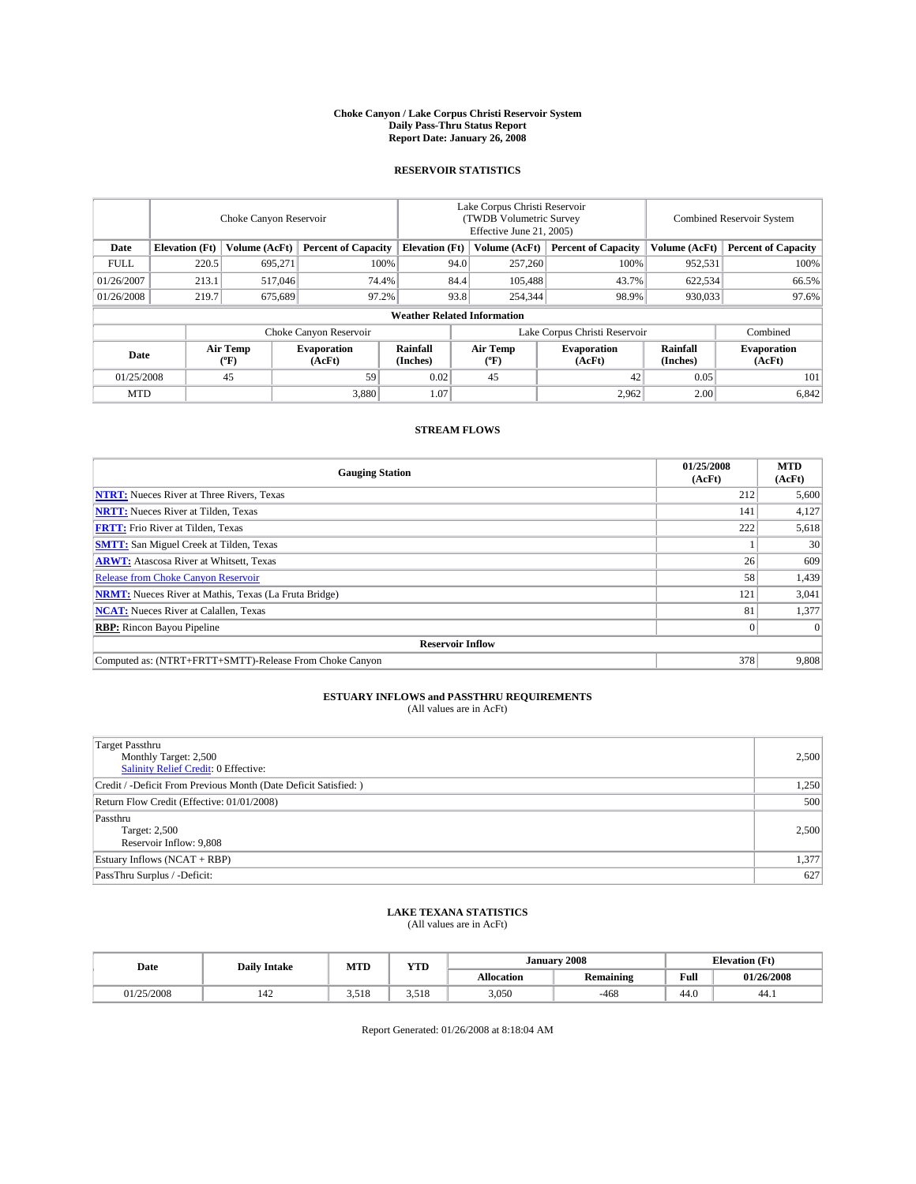**Choke Canyon / Lake Corpus Christi Reservoir System**
**Daily Pass-Thru Status Report**
**Report Date: January 26, 2008**

## RESERVOIR STATISTICS

| | Choke Canyon Reservoir | | | Lake Corpus Christi Reservoir (TWDB Volumetric Survey Effective June 21, 2005) | | | Combined Reservoir System | |
|---|---|---|---|---|---|---|---|---|
| Date | Elevation (Ft) | Volume (AcFt) | Percent of Capacity | Elevation (Ft) | Volume (AcFt) | Percent of Capacity | Volume (AcFt) | Percent of Capacity |
| FULL | 220.5 | 695,271 | 100% | 94.0 | 257,260 | 100% | 952,531 | 100% |
| 01/26/2007 | 213.1 | 517,046 | 74.4% | 84.4 | 105,488 | 43.7% | 622,534 | 66.5% |
| 01/26/2008 | 219.7 | 675,689 | 97.2% | 93.8 | 254,344 | 98.9% | 930,033 | 97.6% |

**Weather Related Information**

| | Choke Canyon Reservoir | | | Lake Corpus Christi Reservoir | | | Combined |
|---|---|---|---|---|---|---|---|
| Date | Air Temp (°F) | Evaporation (AcFt) | Rainfall (Inches) | Air Temp (°F) | Evaporation (AcFt) | Rainfall (Inches) | Evaporation (AcFt) |
| 01/25/2008 | 45 | 59 | 0.02 | 45 | 42 | 0.05 | 101 |
| MTD | | 3,880 | 1.07 | | 2,962 | 2.00 | 6,842 |

## STREAM FLOWS

| Gauging Station | 01/25/2008 (AcFt) | MTD (AcFt) |
|---|---|---|
| **NTRT:** Nueces River at Three Rivers, Texas | 212 | 5,600 |
| **NRTT:** Nueces River at Tilden, Texas | 141 | 4,127 |
| **FRTT:** Frio River at Tilden, Texas | 222 | 5,618 |
| **SMTT:** San Miguel Creek at Tilden, Texas | 1 | 30 |
| **ARWT:** Atascosa River at Whitsett, Texas | 26 | 609 |
| Release from Choke Canyon Reservoir | 58 | 1,439 |
| **NRMT:** Nueces River at Mathis, Texas (La Fruta Bridge) | 121 | 3,041 |
| **NCAT:** Nueces River at Calallen, Texas | 81 | 1,377 |
| **RBP:** Rincon Bayou Pipeline | 0 | 0 |
| **Reservoir Inflow** | | |
| Computed as: (NTRT+FRTT+SMTT)-Release From Choke Canyon | 378 | 9,808 |

## ESTUARY INFLOWS and PASSTHRU REQUIREMENTS
(All values are in AcFt)

| | |
|---|---|
| Target Passthru<br>Monthly Target: 2,500<br>Salinity Relief Credit: 0 Effective: | 2,500 |
| Credit / -Deficit From Previous Month (Date Deficit Satisfied: ) | 1,250 |
| Return Flow Credit (Effective: 01/01/2008) | 500 |
| Passthru<br>Target: 2,500<br>Reservoir Inflow: 9,808 | 2,500 |
| Estuary Inflows (NCAT + RBP) | 1,377 |
| PassThru Surplus / -Deficit: | 627 |

## LAKE TEXANA STATISTICS
(All values are in AcFt)

| Date | Daily Intake | MTD | YTD | January 2008 | | Elevation (Ft) | |
|---|---|---|---|---|---|---|---|
| | | | | Allocation | Remaining | Full | 01/26/2008 |
| 01/25/2008 | 142 | 3,518 | 3,518 | 3,050 | -468 | 44.0 | 44.1 |

Report Generated: 01/26/2008 at 8:18:04 AM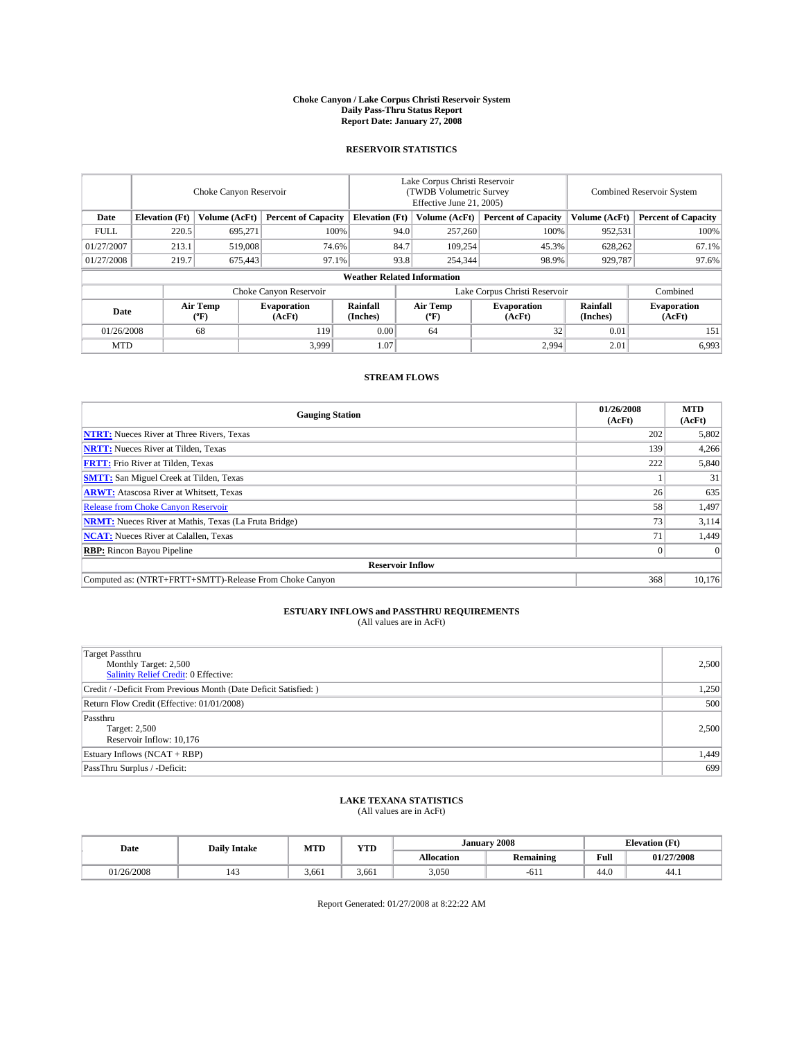# Choke Canyon / Lake Corpus Christi Reservoir System
## Daily Pass-Thru Status Report
## Report Date: January 27, 2008

### RESERVOIR STATISTICS

| | Choke Canyon Reservoir | | | Lake Corpus Christi Reservoir (TWDB Volumetric Survey Effective June 21, 2005) | | | Combined Reservoir System | |
|---|---|---|---|---|---|---|---|---|
| Date | Elevation (Ft) | Volume (AcFt) | Percent of Capacity | Elevation (Ft) | Volume (AcFt) | Percent of Capacity | Volume (AcFt) | Percent of Capacity |
| FULL | 220.5 | 695,271 | 100% | 94.0 | 257,260 | 100% | 952,531 | 100% |
| 01/27/2007 | 213.1 | 519,008 | 74.6% | 84.7 | 109,254 | 45.3% | 628,262 | 67.1% |
| 01/27/2008 | 219.7 | 675,443 | 97.1% | 93.8 | 254,344 | 98.9% | 929,787 | 97.6% |

**Weather Related Information**

| | Choke Canyon Reservoir | | | Lake Corpus Christi Reservoir | | | Combined |
|---|---|---|---|---|---|---|---|
| Date | Air Temp (°F) | Evaporation (AcFt) | Rainfall (Inches) | Air Temp (°F) | Evaporation (AcFt) | Rainfall (Inches) | Evaporation (AcFt) |
| 01/26/2008 | 68 | 119 | 0.00 | 64 | 32 | 0.01 | 151 |
| MTD | | 3,999 | 1.07 | | 2,994 | 2.01 | 6,993 |

### STREAM FLOWS

| Gauging Station | 01/26/2008 (AcFt) | MTD (AcFt) |
|---|---|---|
| NTRT: Nueces River at Three Rivers, Texas | 202 | 5,802 |
| NRTT: Nueces River at Tilden, Texas | 139 | 4,266 |
| FRTT: Frio River at Tilden, Texas | 222 | 5,840 |
| SMTT: San Miguel Creek at Tilden, Texas | 1 | 31 |
| ARWT: Atascosa River at Whitsett, Texas | 26 | 635 |
| Release from Choke Canyon Reservoir | 58 | 1,497 |
| NRMT: Nueces River at Mathis, Texas (La Fruta Bridge) | 73 | 3,114 |
| NCAT: Nueces River at Calallen, Texas | 71 | 1,449 |
| RBP: Rincon Bayou Pipeline | 0 | 0 |
| **Reservoir Inflow** | | |
| Computed as: (NTRT+FRTT+SMTT)-Release From Choke Canyon | 368 | 10,176 |

### ESTUARY INFLOWS and PASSTHRU REQUIREMENTS
(All values are in AcFt)

| | |
|---|---|
| Target Passthru<br>Monthly Target: 2,500<br>Salinity Relief Credit: 0 Effective: | 2,500 |
| Credit / -Deficit From Previous Month (Date Deficit Satisfied: ) | 1,250 |
| Return Flow Credit (Effective: 01/01/2008) | 500 |
| Passthru<br>Target: 2,500<br>Reservoir Inflow: 10,176 | 2,500 |
| Estuary Inflows (NCAT + RBP) | 1,449 |
| PassThru Surplus / -Deficit: | 699 |

### LAKE TEXANA STATISTICS
(All values are in AcFt)

| Date | Daily Intake | MTD | YTD | January 2008 | | Elevation (Ft) | |
|---|---|---|---|---|---|---|---|
| | | | | Allocation | Remaining | Full | 01/27/2008 |
| 01/26/2008 | 143 | 3,661 | 3,661 | 3,050 | -611 | 44.0 | 44.1 |

Report Generated: 01/27/2008 at 8:22:22 AM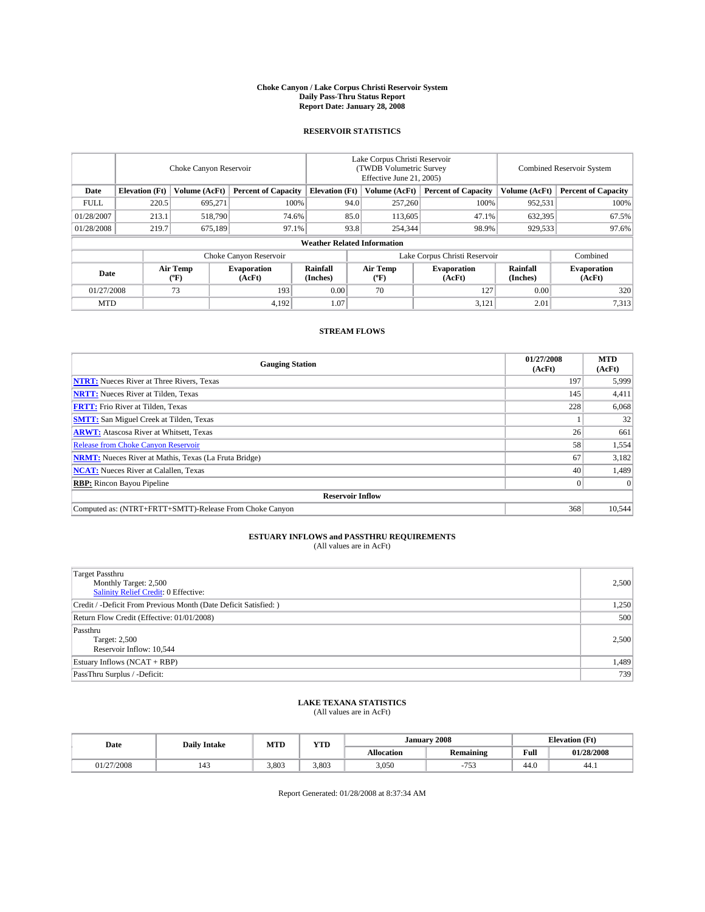# Choke Canyon / Lake Corpus Christi Reservoir System
## Daily Pass-Thru Status Report
## Report Date: January 28, 2008

### RESERVOIR STATISTICS

| | Choke Canyon Reservoir | | | Lake Corpus Christi Reservoir (TWDB Volumetric Survey Effective June 21, 2005) | | | Combined Reservoir System | |
|---|---|---|---|---|---|---|---|---|
| Date | Elevation (Ft) | Volume (AcFt) | Percent of Capacity | Elevation (Ft) | Volume (AcFt) | Percent of Capacity | Volume (AcFt) | Percent of Capacity |
| FULL | 220.5 | 695,271 | 100% | 94.0 | 257,260 | 100% | 952,531 | 100% |
| 01/28/2007 | 213.1 | 518,790 | 74.6% | 85.0 | 113,605 | 47.1% | 632,395 | 67.5% |
| 01/28/2008 | 219.7 | 675,189 | 97.1% | 93.8 | 254,344 | 98.9% | 929,533 | 97.6% |

**Weather Related Information**

| | Choke Canyon Reservoir | | | Lake Corpus Christi Reservoir | | | Combined |
|---|---|---|---|---|---|---|---|
| Date | Air Temp (°F) | Evaporation (AcFt) | Rainfall (Inches) | Air Temp (°F) | Evaporation (AcFt) | Rainfall (Inches) | Evaporation (AcFt) |
| 01/27/2008 | 73 | 193 | 0.00 | 70 | 127 | 0.00 | 320 |
| MTD | | 4,192 | 1.07 | | 3,121 | 2.01 | 7,313 |

### STREAM FLOWS

| Gauging Station | 01/27/2008 (AcFt) | MTD (AcFt) |
|---|---|---|
| **NTRT:** Nueces River at Three Rivers, Texas | 197 | 5,999 |
| **NRTT:** Nueces River at Tilden, Texas | 145 | 4,411 |
| **FRTT:** Frio River at Tilden, Texas | 228 | 6,068 |
| **SMTT:** San Miguel Creek at Tilden, Texas | 1 | 32 |
| **ARWT:** Atascosa River at Whitsett, Texas | 26 | 661 |
| Release from Choke Canyon Reservoir | 58 | 1,554 |
| **NRMT:** Nueces River at Mathis, Texas (La Fruta Bridge) | 67 | 3,182 |
| **NCAT:** Nueces River at Calallen, Texas | 40 | 1,489 |
| **RBP:** Rincon Bayou Pipeline | 0 | 0 |
| **Reservoir Inflow** | | |
| Computed as: (NTRT+FRTT+SMTT)-Release From Choke Canyon | 368 | 10,544 |

### ESTUARY INFLOWS and PASSTHRU REQUIREMENTS
(All values are in AcFt)

| | |
|---|---|
| Target Passthru<br>Monthly Target: 2,500<br>Salinity Relief Credit: 0 Effective: | 2,500 |
| Credit / -Deficit From Previous Month (Date Deficit Satisfied: ) | 1,250 |
| Return Flow Credit (Effective: 01/01/2008) | 500 |
| Passthru<br>Target: 2,500<br>Reservoir Inflow: 10,544 | 2,500 |
| Estuary Inflows (NCAT + RBP) | 1,489 |
| PassThru Surplus / -Deficit: | 739 |

### LAKE TEXANA STATISTICS
(All values are in AcFt)

| Date | Daily Intake | MTD | YTD | January 2008 | | Elevation (Ft) | |
|---|---|---|---|---|---|---|---|
| | | | | Allocation | Remaining | Full | 01/28/2008 |
| 01/27/2008 | 143 | 3,803 | 3,803 | 3,050 | -753 | 44.0 | 44.1 |

Report Generated: 01/28/2008 at 8:37:34 AM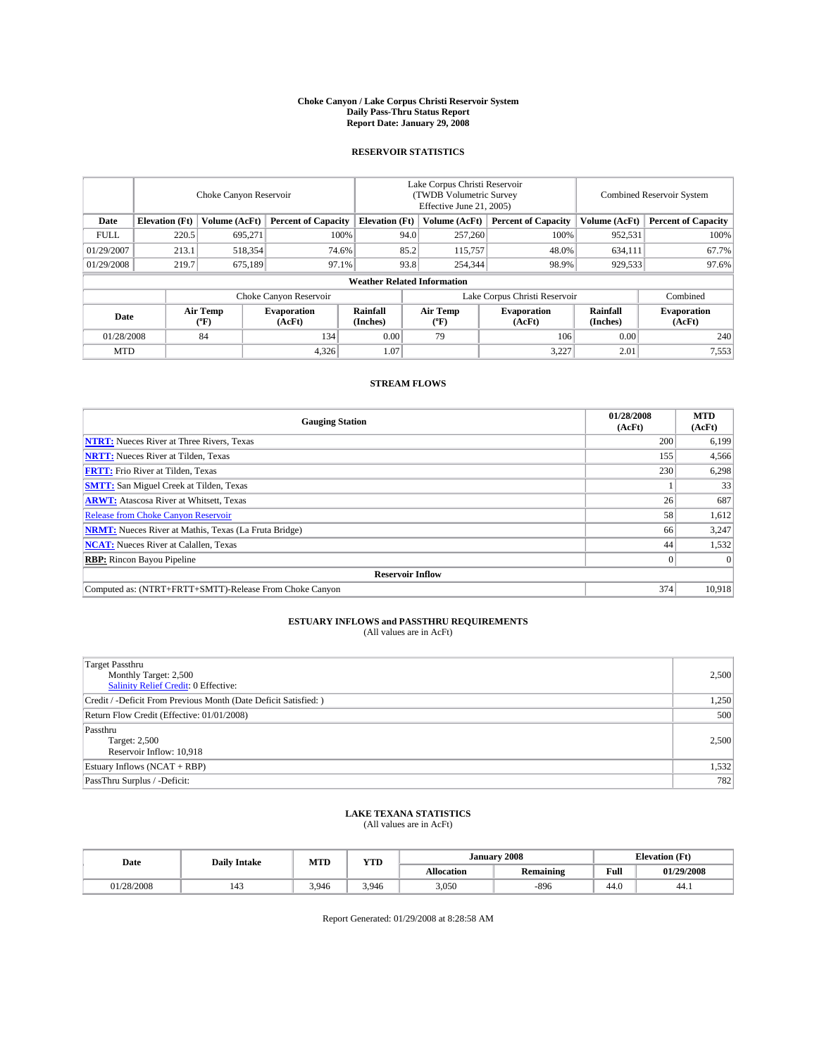**Choke Canyon / Lake Corpus Christi Reservoir System**
**Daily Pass-Thru Status Report**
**Report Date: January 29, 2008**

## RESERVOIR STATISTICS

| | Choke Canyon Reservoir | | | Lake Corpus Christi Reservoir (TWDB Volumetric Survey Effective June 21, 2005) | | | Combined Reservoir System | |
|---|---|---|---|---|---|---|---|---|
| **Date** | **Elevation (Ft)** | **Volume (AcFt)** | **Percent of Capacity** | **Elevation (Ft)** | **Volume (AcFt)** | **Percent of Capacity** | **Volume (AcFt)** | **Percent of Capacity** |
| FULL | 220.5 | 695,271 | 100% | 94.0 | 257,260 | 100% | 952,531 | 100% |
| 01/29/2007 | 213.1 | 518,354 | 74.6% | 85.2 | 115,757 | 48.0% | 634,111 | 67.7% |
| 01/29/2008 | 219.7 | 675,189 | 97.1% | 93.8 | 254,344 | 98.9% | 929,533 | 97.6% |

**Weather Related Information**

| | Choke Canyon Reservoir | | | Lake Corpus Christi Reservoir | | | Combined |
|---|---|---|---|---|---|---|---|
| **Date** | **Air Temp (ºF)** | **Evaporation (AcFt)** | **Rainfall (Inches)** | **Air Temp (ºF)** | **Evaporation (AcFt)** | **Rainfall (Inches)** | **Evaporation (AcFt)** |
| 01/28/2008 | 84 | 134 | 0.00 | 79 | 106 | 0.00 | 240 |
| MTD | | 4,326 | 1.07 | | 3,227 | 2.01 | 7,553 |

## STREAM FLOWS

| Gauging Station | 01/28/2008 (AcFt) | MTD (AcFt) |
|---|---|---|
| **NTRT:** Nueces River at Three Rivers, Texas | 200 | 6,199 |
| **NRTT:** Nueces River at Tilden, Texas | 155 | 4,566 |
| **FRTT:** Frio River at Tilden, Texas | 230 | 6,298 |
| **SMTT:** San Miguel Creek at Tilden, Texas | 1 | 33 |
| **ARWT:** Atascosa River at Whitsett, Texas | 26 | 687 |
| Release from Choke Canyon Reservoir | 58 | 1,612 |
| **NRMT:** Nueces River at Mathis, Texas (La Fruta Bridge) | 66 | 3,247 |
| **NCAT:** Nueces River at Calallen, Texas | 44 | 1,532 |
| **RBP:** Rincon Bayou Pipeline | 0 | 0 |
| **Reservoir Inflow** | | |
| Computed as: (NTRT+FRTT+SMTT)-Release From Choke Canyon | 374 | 10,918 |

## ESTUARY INFLOWS and PASSTHRU REQUIREMENTS

(All values are in AcFt)

| | |
|---|---|
| Target Passthru<br>Monthly Target: 2,500<br>Salinity Relief Credit: 0 Effective: | 2,500 |
| Credit / -Deficit From Previous Month (Date Deficit Satisfied: ) | 1,250 |
| Return Flow Credit (Effective: 01/01/2008) | 500 |
| Passthru<br>Target: 2,500<br>Reservoir Inflow: 10,918 | 2,500 |
| Estuary Inflows (NCAT + RBP) | 1,532 |
| PassThru Surplus / -Deficit: | 782 |

## LAKE TEXANA STATISTICS

(All values are in AcFt)

| Date | Daily Intake | MTD | YTD | January 2008 | | Elevation (Ft) | |
|---|---|---|---|---|---|---|---|
| | | | | **Allocation** | **Remaining** | **Full** | **01/29/2008** |
| 01/28/2008 | 143 | 3,946 | 3,946 | 3,050 | -896 | 44.0 | 44.1 |

Report Generated: 01/29/2008 at 8:28:58 AM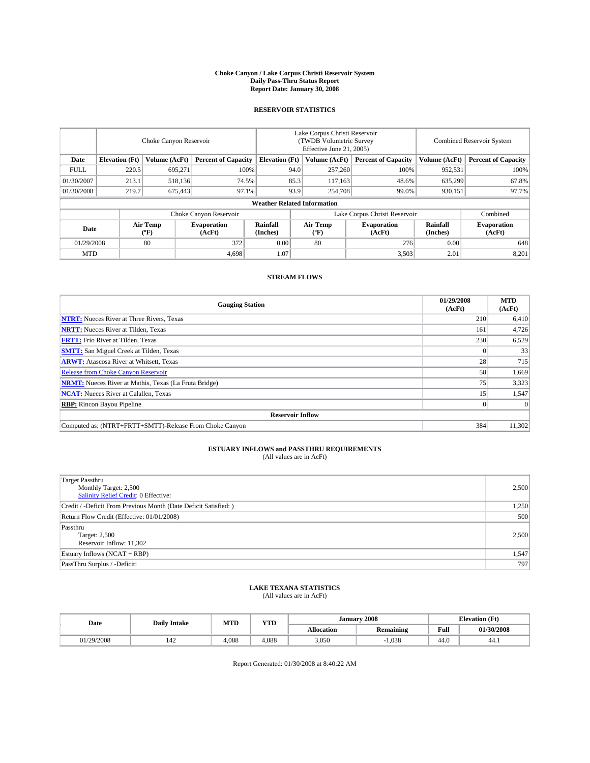**Choke Canyon / Lake Corpus Christi Reservoir System**
**Daily Pass-Thru Status Report**
**Report Date: January 30, 2008**

## RESERVOIR STATISTICS

| | Choke Canyon Reservoir | | | Lake Corpus Christi Reservoir (TWDB Volumetric Survey Effective June 21, 2005) | | | Combined Reservoir System | |
|---|---|---|---|---|---|---|---|---|
| Date | Elevation (Ft) | Volume (AcFt) | Percent of Capacity | Elevation (Ft) | Volume (AcFt) | Percent of Capacity | Volume (AcFt) | Percent of Capacity |
| FULL | 220.5 | 695,271 | 100% | 94.0 | 257,260 | 100% | 952,531 | 100% |
| 01/30/2007 | 213.1 | 518,136 | 74.5% | 85.3 | 117,163 | 48.6% | 635,299 | 67.8% |
| 01/30/2008 | 219.7 | 675,443 | 97.1% | 93.9 | 254,708 | 99.0% | 930,151 | 97.7% |

**Weather Related Information**

| | Choke Canyon Reservoir | | | Lake Corpus Christi Reservoir | | | Combined |
|---|---|---|---|---|---|---|---|
| Date | Air Temp (ºF) | Evaporation (AcFt) | Rainfall (Inches) | Air Temp (ºF) | Evaporation (AcFt) | Rainfall (Inches) | Evaporation (AcFt) |
| 01/29/2008 | 80 | 372 | 0.00 | 80 | 276 | 0.00 | 648 |
| MTD | | 4,698 | 1.07 | | 3,503 | 2.01 | 8,201 |

## STREAM FLOWS

| Gauging Station | 01/29/2008 (AcFt) | MTD (AcFt) |
|---|---|---|
| **NTRT:** Nueces River at Three Rivers, Texas | 210 | 6,410 |
| **NRTT:** Nueces River at Tilden, Texas | 161 | 4,726 |
| **FRTT:** Frio River at Tilden, Texas | 230 | 6,529 |
| **SMTT:** San Miguel Creek at Tilden, Texas | 0 | 33 |
| **ARWT:** Atascosa River at Whitsett, Texas | 28 | 715 |
| Release from Choke Canyon Reservoir | 58 | 1,669 |
| **NRMT:** Nueces River at Mathis, Texas (La Fruta Bridge) | 75 | 3,323 |
| **NCAT:** Nueces River at Calallen, Texas | 15 | 1,547 |
| **RBP:** Rincon Bayou Pipeline | 0 | 0 |
| **Reservoir Inflow** | | |
| Computed as: (NTRT+FRTT+SMTT)-Release From Choke Canyon | 384 | 11,302 |

## ESTUARY INFLOWS and PASSTHRU REQUIREMENTS
(All values are in AcFt)

| | |
|---|---|
| Target Passthru<br>Monthly Target: 2,500<br>Salinity Relief Credit: 0 Effective: | 2,500 |
| Credit / -Deficit From Previous Month (Date Deficit Satisfied: ) | 1,250 |
| Return Flow Credit (Effective: 01/01/2008) | 500 |
| Passthru<br>Target: 2,500<br>Reservoir Inflow: 11,302 | 2,500 |
| Estuary Inflows (NCAT + RBP) | 1,547 |
| PassThru Surplus / -Deficit: | 797 |

## LAKE TEXANA STATISTICS
(All values are in AcFt)

| Date | Daily Intake | MTD | YTD | January 2008 | | Elevation (Ft) | |
|---|---|---|---|---|---|---|---|
| | | | | Allocation | Remaining | Full | 01/30/2008 |
| 01/29/2008 | 142 | 4,088 | 4,088 | 3,050 | -1,038 | 44.0 | 44.1 |

Report Generated: 01/30/2008 at 8:40:22 AM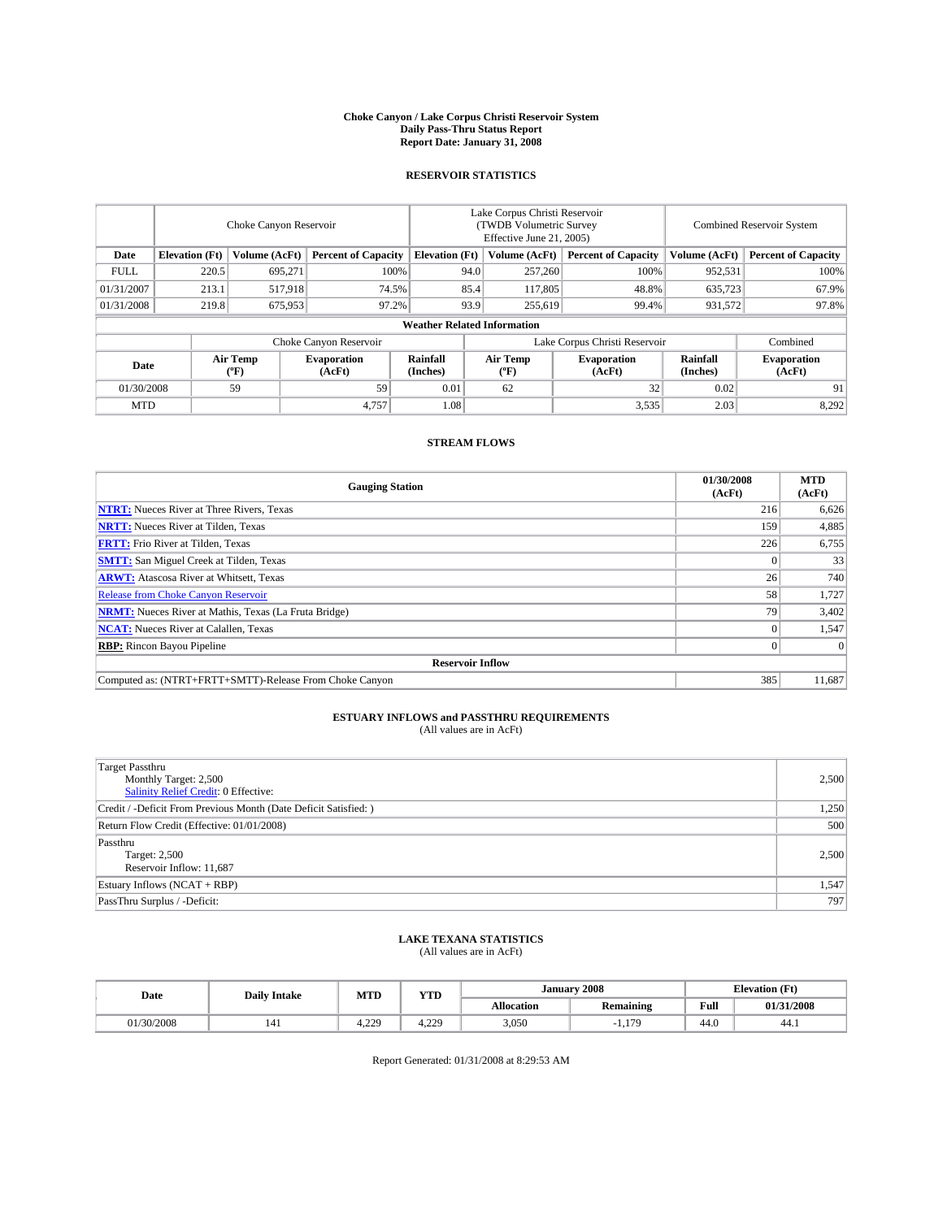# Choke Canyon / Lake Corpus Christi Reservoir System
## Daily Pass-Thru Status Report
### Report Date: January 31, 2008

## RESERVOIR STATISTICS

| | Choke Canyon Reservoir | | | Lake Corpus Christi Reservoir (TWDB Volumetric Survey Effective June 21, 2005) | | | Combined Reservoir System | |
|---|---|---|---|---|---|---|---|---|
| Date | Elevation (Ft) | Volume (AcFt) | Percent of Capacity | Elevation (Ft) | Volume (AcFt) | Percent of Capacity | Volume (AcFt) | Percent of Capacity |
| FULL | 220.5 | 695,271 | 100% | 94.0 | 257,260 | 100% | 952,531 | 100% |
| 01/31/2007 | 213.1 | 517,918 | 74.5% | 85.4 | 117,805 | 48.8% | 635,723 | 67.9% |
| 01/31/2008 | 219.8 | 675,953 | 97.2% | 93.9 | 255,619 | 99.4% | 931,572 | 97.8% |

**Weather Related Information**

| | Choke Canyon Reservoir | | | Lake Corpus Christi Reservoir | | | Combined |
|---|---|---|---|---|---|---|---|
| Date | Air Temp (ºF) | Evaporation (AcFt) | Rainfall (Inches) | Air Temp (ºF) | Evaporation (AcFt) | Rainfall (Inches) | Evaporation (AcFt) |
| 01/30/2008 | 59 | 59 | 0.01 | 62 | 32 | 0.02 | 91 |
| MTD | | 4,757 | 1.08 | | 3,535 | 2.03 | 8,292 |

## STREAM FLOWS

| Gauging Station | 01/30/2008 (AcFt) | MTD (AcFt) |
|---|---|---|
| **NTRT:** Nueces River at Three Rivers, Texas | 216 | 6,626 |
| **NRTT:** Nueces River at Tilden, Texas | 159 | 4,885 |
| **FRTT:** Frio River at Tilden, Texas | 226 | 6,755 |
| **SMTT:** San Miguel Creek at Tilden, Texas | 0 | 33 |
| **ARWT:** Atascosa River at Whitsett, Texas | 26 | 740 |
| Release from Choke Canyon Reservoir | 58 | 1,727 |
| **NRMT:** Nueces River at Mathis, Texas (La Fruta Bridge) | 79 | 3,402 |
| **NCAT:** Nueces River at Calallen, Texas | 0 | 1,547 |
| **RBP:** Rincon Bayou Pipeline | 0 | 0 |
| **Reservoir Inflow** | | |
| Computed as: (NTRT+FRTT+SMTT)-Release From Choke Canyon | 385 | 11,687 |

## ESTUARY INFLOWS and PASSTHRU REQUIREMENTS
(All values are in AcFt)

| | |
|---|---|
| Target Passthru<br>Monthly Target: 2,500<br>Salinity Relief Credit: 0 Effective: | 2,500 |
| Credit / -Deficit From Previous Month (Date Deficit Satisfied: ) | 1,250 |
| Return Flow Credit (Effective: 01/01/2008) | 500 |
| Passthru<br>Target: 2,500<br>Reservoir Inflow: 11,687 | 2,500 |
| Estuary Inflows (NCAT + RBP) | 1,547 |
| PassThru Surplus / -Deficit: | 797 |

## LAKE TEXANA STATISTICS
(All values are in AcFt)

| Date | Daily Intake | MTD | YTD | January 2008 | | Elevation (Ft) | |
|---|---|---|---|---|---|---|---|
| | | | | Allocation | Remaining | Full | 01/31/2008 |
| 01/30/2008 | 141 | 4,229 | 4,229 | 3,050 | -1,179 | 44.0 | 44.1 |

Report Generated: 01/31/2008 at 8:29:53 AM